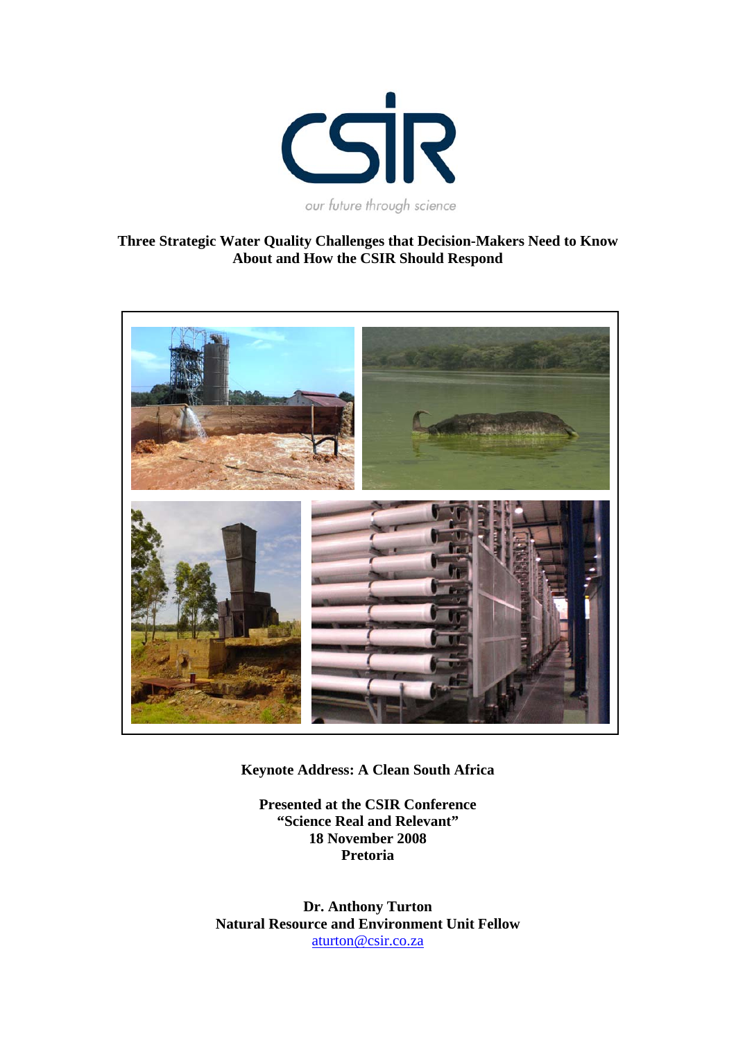CSIR

*our future through science*

# Three Strategic Water Quality Challenges that Decision-Makers Need to Know About and How the CSIR Should Respond

**Keynote Address: A Clean South Africa**

**Presented at the CSIR Conference**
**“Science Real and Relevant”**
**18 November 2008**
**Pretoria**

**Dr. Anthony Turton**
**Natural Resource and Environment Unit Fellow**
aturton@csir.co.za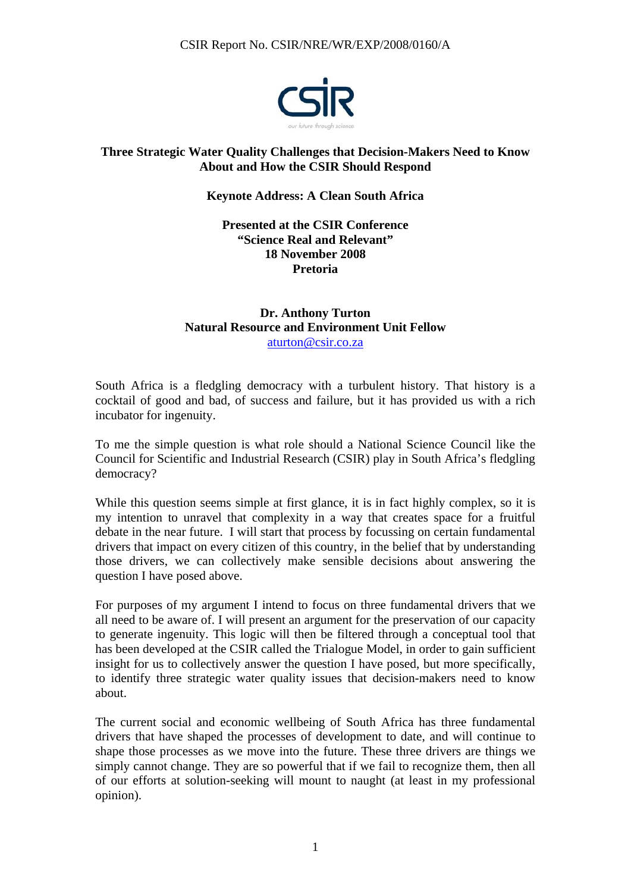CSIR Report No. CSIR/NRE/WR/EXP/2008/0160/A

**Three Strategic Water Quality Challenges that Decision-Makers Need to Know About and How the CSIR Should Respond**

**Keynote Address: A Clean South Africa**

**Presented at the CSIR Conference**
**"Science Real and Relevant"**
**18 November 2008**
**Pretoria**

**Dr. Anthony Turton**
**Natural Resource and Environment Unit Fellow**
aturton@csir.co.za

South Africa is a fledgling democracy with a turbulent history. That history is a cocktail of good and bad, of success and failure, but it has provided us with a rich incubator for ingenuity.

To me the simple question is what role should a National Science Council like the Council for Scientific and Industrial Research (CSIR) play in South Africa's fledgling democracy?

While this question seems simple at first glance, it is in fact highly complex, so it is my intention to unravel that complexity in a way that creates space for a fruitful debate in the near future. I will start that process by focussing on certain fundamental drivers that impact on every citizen of this country, in the belief that by understanding those drivers, we can collectively make sensible decisions about answering the question I have posed above.

For purposes of my argument I intend to focus on three fundamental drivers that we all need to be aware of. I will present an argument for the preservation of our capacity to generate ingenuity. This logic will then be filtered through a conceptual tool that has been developed at the CSIR called the Trialogue Model, in order to gain sufficient insight for us to collectively answer the question I have posed, but more specifically, to identify three strategic water quality issues that decision-makers need to know about.

The current social and economic wellbeing of South Africa has three fundamental drivers that have shaped the processes of development to date, and will continue to shape those processes as we move into the future. These three drivers are things we simply cannot change. They are so powerful that if we fail to recognize them, then all of our efforts at solution-seeking will mount to naught (at least in my professional opinion).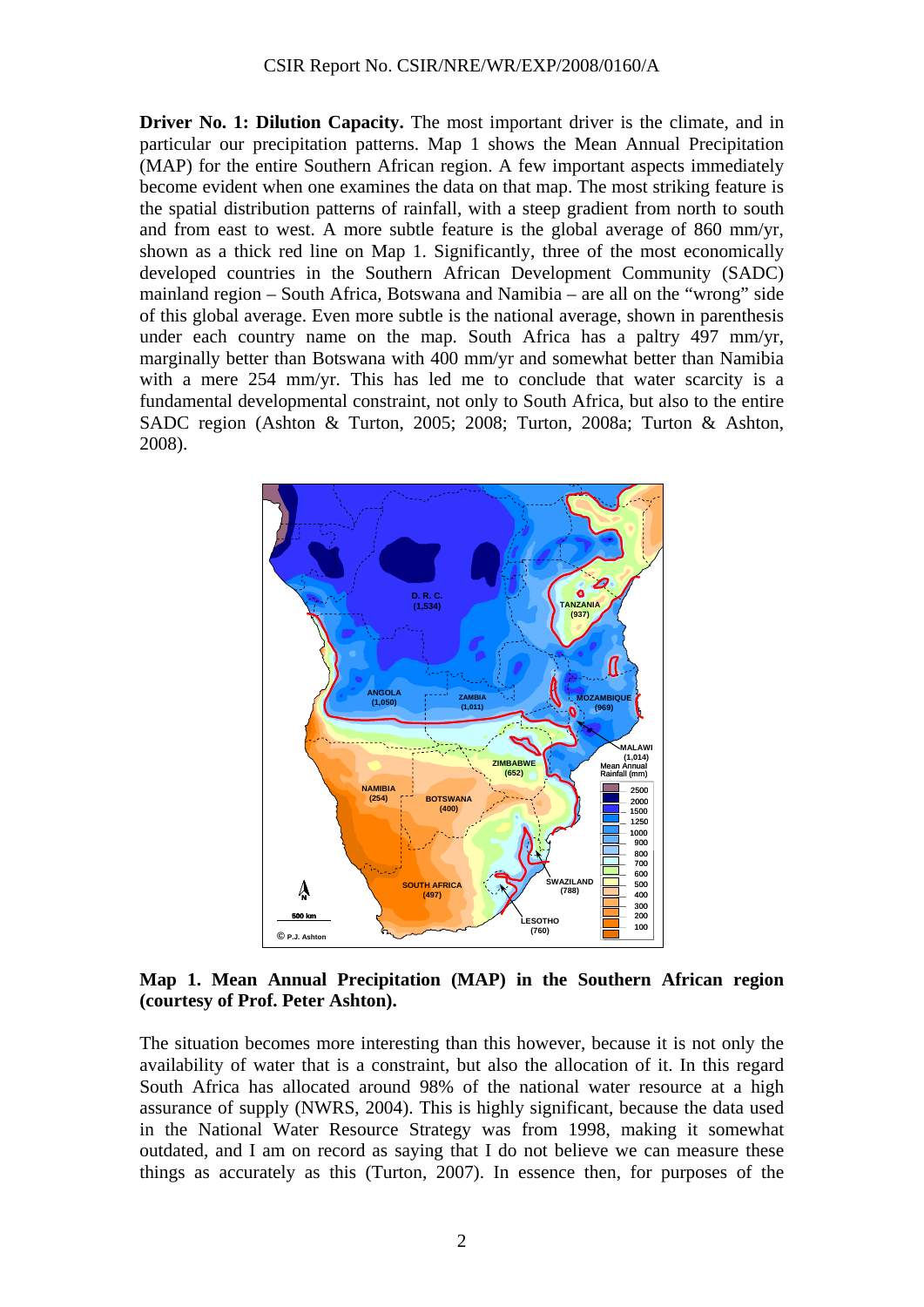**Driver No. 1: Dilution Capacity.** The most important driver is the climate, and in particular our precipitation patterns. Map 1 shows the Mean Annual Precipitation (MAP) for the entire Southern African region. A few important aspects immediately become evident when one examines the data on that map. The most striking feature is the spatial distribution patterns of rainfall, with a steep gradient from north to south and from east to west. A more subtle feature is the global average of 860 mm/yr, shown as a thick red line on Map 1. Significantly, three of the most economically developed countries in the Southern African Development Community (SADC) mainland region – South Africa, Botswana and Namibia – are all on the "wrong" side of this global average. Even more subtle is the national average, shown in parenthesis under each country name on the map. South Africa has a paltry 497 mm/yr, marginally better than Botswana with 400 mm/yr and somewhat better than Namibia with a mere 254 mm/yr. This has led me to conclude that water scarcity is a fundamental developmental constraint, not only to South Africa, but also to the entire SADC region (Ashton & Turton, 2005; 2008; Turton, 2008a; Turton & Ashton, 2008).

**Map 1. Mean Annual Precipitation (MAP) in the Southern African region (courtesy of Prof. Peter Ashton).**

The situation becomes more interesting than this however, because it is not only the availability of water that is a constraint, but also the allocation of it. In this regard South Africa has allocated around 98% of the national water resource at a high assurance of supply (NWRS, 2004). This is highly significant, because the data used in the National Water Resource Strategy was from 1998, making it somewhat outdated, and I am on record as saying that I do not believe we can measure these things as accurately as this (Turton, 2007). In essence then, for purposes of the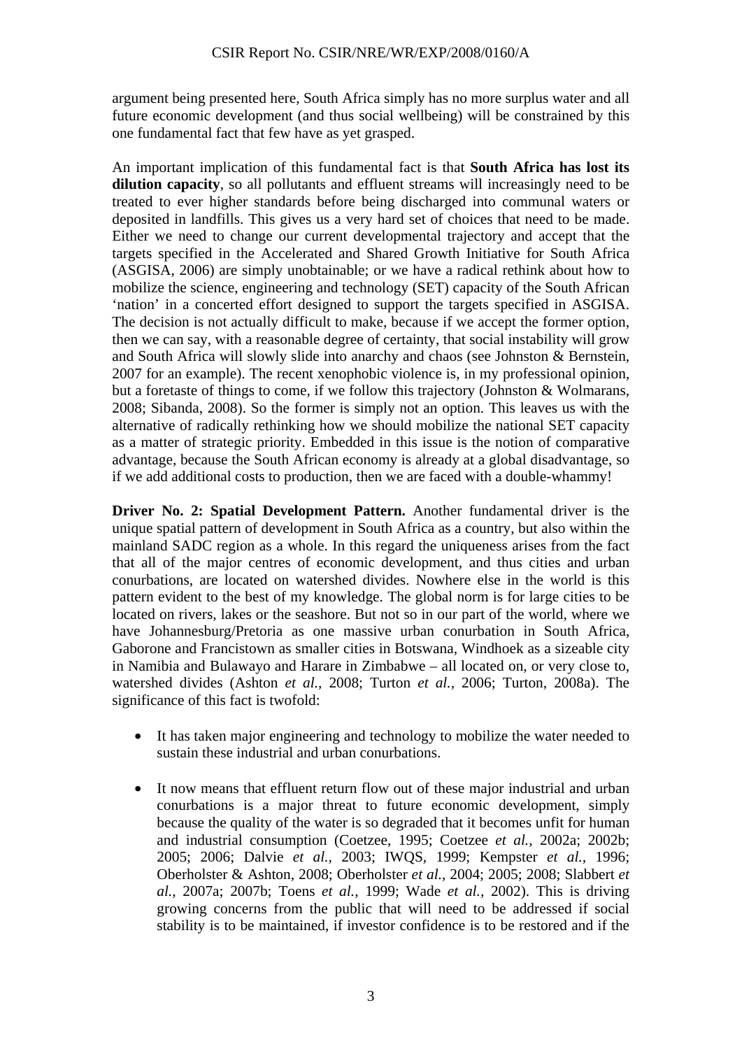argument being presented here, South Africa simply has no more surplus water and all future economic development (and thus social wellbeing) will be constrained by this one fundamental fact that few have as yet grasped.

An important implication of this fundamental fact is that **South Africa has lost its dilution capacity**, so all pollutants and effluent streams will increasingly need to be treated to ever higher standards before being discharged into communal waters or deposited in landfills. This gives us a very hard set of choices that need to be made. Either we need to change our current developmental trajectory and accept that the targets specified in the Accelerated and Shared Growth Initiative for South Africa (ASGISA, 2006) are simply unobtainable; or we have a radical rethink about how to mobilize the science, engineering and technology (SET) capacity of the South African 'nation' in a concerted effort designed to support the targets specified in ASGISA. The decision is not actually difficult to make, because if we accept the former option, then we can say, with a reasonable degree of certainty, that social instability will grow and South Africa will slowly slide into anarchy and chaos (see Johnston & Bernstein, 2007 for an example). The recent xenophobic violence is, in my professional opinion, but a foretaste of things to come, if we follow this trajectory (Johnston & Wolmarans, 2008; Sibanda, 2008). So the former is simply not an option. This leaves us with the alternative of radically rethinking how we should mobilize the national SET capacity as a matter of strategic priority. Embedded in this issue is the notion of comparative advantage, because the South African economy is already at a global disadvantage, so if we add additional costs to production, then we are faced with a double-whammy!

**Driver No. 2: Spatial Development Pattern.** Another fundamental driver is the unique spatial pattern of development in South Africa as a country, but also within the mainland SADC region as a whole. In this regard the uniqueness arises from the fact that all of the major centres of economic development, and thus cities and urban conurbations, are located on watershed divides. Nowhere else in the world is this pattern evident to the best of my knowledge. The global norm is for large cities to be located on rivers, lakes or the seashore. But not so in our part of the world, where we have Johannesburg/Pretoria as one massive urban conurbation in South Africa, Gaborone and Francistown as smaller cities in Botswana, Windhoek as a sizeable city in Namibia and Bulawayo and Harare in Zimbabwe – all located on, or very close to, watershed divides (Ashton *et al.,* 2008; Turton *et al.,* 2006; Turton, 2008a). The significance of this fact is twofold:

- It has taken major engineering and technology to mobilize the water needed to sustain these industrial and urban conurbations.
- It now means that effluent return flow out of these major industrial and urban conurbations is a major threat to future economic development, simply because the quality of the water is so degraded that it becomes unfit for human and industrial consumption (Coetzee, 1995; Coetzee *et al.,* 2002a; 2002b; 2005; 2006; Dalvie *et al.,* 2003; IWQS, 1999; Kempster *et al.,* 1996; Oberholster & Ashton, 2008; Oberholster *et al.,* 2004; 2005; 2008; Slabbert *et al.,* 2007a; 2007b; Toens *et al.,* 1999; Wade *et al.,* 2002). This is driving growing concerns from the public that will need to be addressed if social stability is to be maintained, if investor confidence is to be restored and if the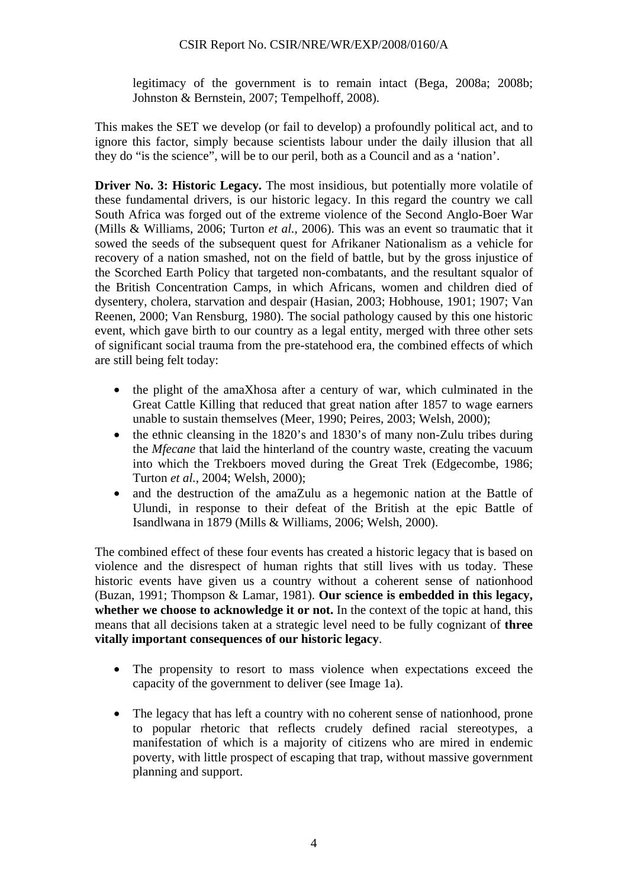legitimacy of the government is to remain intact (Bega, 2008a; 2008b; Johnston & Bernstein, 2007; Tempelhoff, 2008).

This makes the SET we develop (or fail to develop) a profoundly political act, and to ignore this factor, simply because scientists labour under the daily illusion that all they do "is the science", will be to our peril, both as a Council and as a 'nation'.

**Driver No. 3: Historic Legacy.** The most insidious, but potentially more volatile of these fundamental drivers, is our historic legacy. In this regard the country we call South Africa was forged out of the extreme violence of the Second Anglo-Boer War (Mills & Williams, 2006; Turton *et al.,* 2006). This was an event so traumatic that it sowed the seeds of the subsequent quest for Afrikaner Nationalism as a vehicle for recovery of a nation smashed, not on the field of battle, but by the gross injustice of the Scorched Earth Policy that targeted non-combatants, and the resultant squalor of the British Concentration Camps, in which Africans, women and children died of dysentery, cholera, starvation and despair (Hasian, 2003; Hobhouse, 1901; 1907; Van Reenen, 2000; Van Rensburg, 1980). The social pathology caused by this one historic event, which gave birth to our country as a legal entity, merged with three other sets of significant social trauma from the pre-statehood era, the combined effects of which are still being felt today:

- the plight of the amaXhosa after a century of war, which culminated in the Great Cattle Killing that reduced that great nation after 1857 to wage earners unable to sustain themselves (Meer, 1990; Peires, 2003; Welsh, 2000);
- the ethnic cleansing in the 1820's and 1830's of many non-Zulu tribes during the *Mfecane* that laid the hinterland of the country waste, creating the vacuum into which the Trekboers moved during the Great Trek (Edgecombe, 1986; Turton *et al.*, 2004; Welsh, 2000);
- and the destruction of the amaZulu as a hegemonic nation at the Battle of Ulundi, in response to their defeat of the British at the epic Battle of Isandlwana in 1879 (Mills & Williams, 2006; Welsh, 2000).

The combined effect of these four events has created a historic legacy that is based on violence and the disrespect of human rights that still lives with us today. These historic events have given us a country without a coherent sense of nationhood (Buzan, 1991; Thompson & Lamar, 1981). **Our science is embedded in this legacy, whether we choose to acknowledge it or not.** In the context of the topic at hand, this means that all decisions taken at a strategic level need to be fully cognizant of **three vitally important consequences of our historic legacy**.

- The propensity to resort to mass violence when expectations exceed the capacity of the government to deliver (see Image 1a).

- The legacy that has left a country with no coherent sense of nationhood, prone to popular rhetoric that reflects crudely defined racial stereotypes, a manifestation of which is a majority of citizens who are mired in endemic poverty, with little prospect of escaping that trap, without massive government planning and support.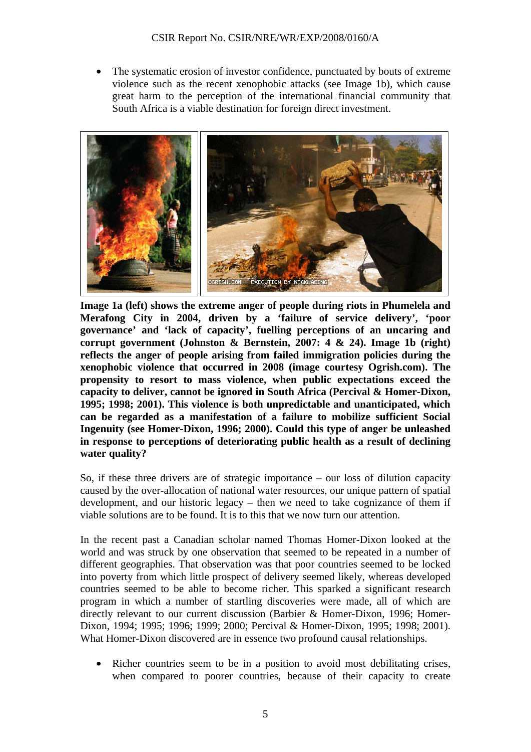- The systematic erosion of investor confidence, punctuated by bouts of extreme violence such as the recent xenophobic attacks (see Image 1b), which cause great harm to the perception of the international financial community that South Africa is a viable destination for foreign direct investment.

**Image 1a (left) shows the extreme anger of people during riots in Phumelela and Merafong City in 2004, driven by a 'failure of service delivery', 'poor governance' and 'lack of capacity', fuelling perceptions of an uncaring and corrupt government (Johnston & Bernstein, 2007: 4 & 24). Image 1b (right) reflects the anger of people arising from failed immigration policies during the xenophobic violence that occurred in 2008 (image courtesy Ogrish.com). The propensity to resort to mass violence, when public expectations exceed the capacity to deliver, cannot be ignored in South Africa (Percival & Homer-Dixon, 1995; 1998; 2001). This violence is both unpredictable and unanticipated, which can be regarded as a manifestation of a failure to mobilize sufficient Social Ingenuity (see Homer-Dixon, 1996; 2000). Could this type of anger be unleashed in response to perceptions of deteriorating public health as a result of declining water quality?**

So, if these three drivers are of strategic importance – our loss of dilution capacity caused by the over-allocation of national water resources, our unique pattern of spatial development, and our historic legacy – then we need to take cognizance of them if viable solutions are to be found. It is to this that we now turn our attention.

In the recent past a Canadian scholar named Thomas Homer-Dixon looked at the world and was struck by one observation that seemed to be repeated in a number of different geographies. That observation was that poor countries seemed to be locked into poverty from which little prospect of delivery seemed likely, whereas developed countries seemed to be able to become richer. This sparked a significant research program in which a number of startling discoveries were made, all of which are directly relevant to our current discussion (Barbier & Homer-Dixon, 1996; Homer-Dixon, 1994; 1995; 1996; 1999; 2000; Percival & Homer-Dixon, 1995; 1998; 2001). What Homer-Dixon discovered are in essence two profound causal relationships.

- Richer countries seem to be in a position to avoid most debilitating crises, when compared to poorer countries, because of their capacity to create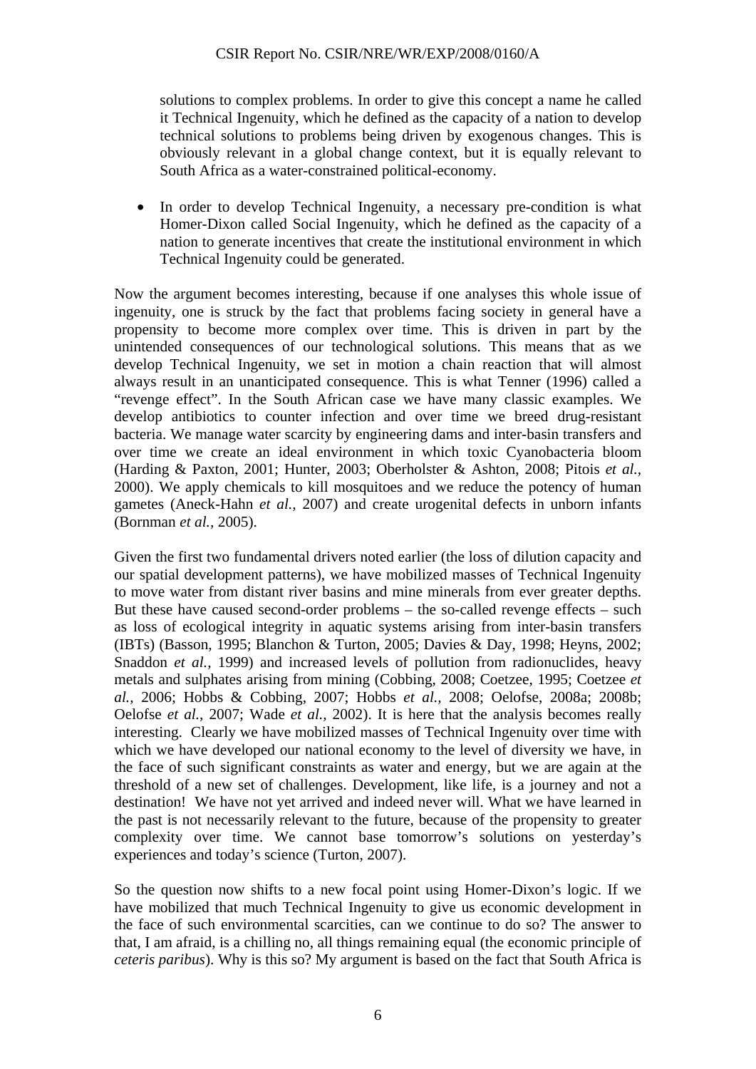solutions to complex problems. In order to give this concept a name he called it Technical Ingenuity, which he defined as the capacity of a nation to develop technical solutions to problems being driven by exogenous changes. This is obviously relevant in a global change context, but it is equally relevant to South Africa as a water-constrained political-economy.

- In order to develop Technical Ingenuity, a necessary pre-condition is what Homer-Dixon called Social Ingenuity, which he defined as the capacity of a nation to generate incentives that create the institutional environment in which Technical Ingenuity could be generated.

Now the argument becomes interesting, because if one analyses this whole issue of ingenuity, one is struck by the fact that problems facing society in general have a propensity to become more complex over time. This is driven in part by the unintended consequences of our technological solutions. This means that as we develop Technical Ingenuity, we set in motion a chain reaction that will almost always result in an unanticipated consequence. This is what Tenner (1996) called a "revenge effect". In the South African case we have many classic examples. We develop antibiotics to counter infection and over time we breed drug-resistant bacteria. We manage water scarcity by engineering dams and inter-basin transfers and over time we create an ideal environment in which toxic Cyanobacteria bloom (Harding & Paxton, 2001; Hunter, 2003; Oberholster & Ashton, 2008; Pitois *et al.*, 2000). We apply chemicals to kill mosquitoes and we reduce the potency of human gametes (Aneck-Hahn *et al.*, 2007) and create urogenital defects in unborn infants (Bornman *et al.*, 2005).

Given the first two fundamental drivers noted earlier (the loss of dilution capacity and our spatial development patterns), we have mobilized masses of Technical Ingenuity to move water from distant river basins and mine minerals from ever greater depths. But these have caused second-order problems – the so-called revenge effects – such as loss of ecological integrity in aquatic systems arising from inter-basin transfers (IBTs) (Basson, 1995; Blanchon & Turton, 2005; Davies & Day, 1998; Heyns, 2002; Snaddon *et al.*, 1999) and increased levels of pollution from radionuclides, heavy metals and sulphates arising from mining (Cobbing, 2008; Coetzee, 1995; Coetzee *et al.*, 2006; Hobbs & Cobbing, 2007; Hobbs *et al.*, 2008; Oelofse, 2008a; 2008b; Oelofse *et al.*, 2007; Wade *et al.*, 2002). It is here that the analysis becomes really interesting. Clearly we have mobilized masses of Technical Ingenuity over time with which we have developed our national economy to the level of diversity we have, in the face of such significant constraints as water and energy, but we are again at the threshold of a new set of challenges. Development, like life, is a journey and not a destination! We have not yet arrived and indeed never will. What we have learned in the past is not necessarily relevant to the future, because of the propensity to greater complexity over time. We cannot base tomorrow's solutions on yesterday's experiences and today's science (Turton, 2007).

So the question now shifts to a new focal point using Homer-Dixon's logic. If we have mobilized that much Technical Ingenuity to give us economic development in the face of such environmental scarcities, can we continue to do so? The answer to that, I am afraid, is a chilling no, all things remaining equal (the economic principle of *ceteris paribus*). Why is this so? My argument is based on the fact that South Africa is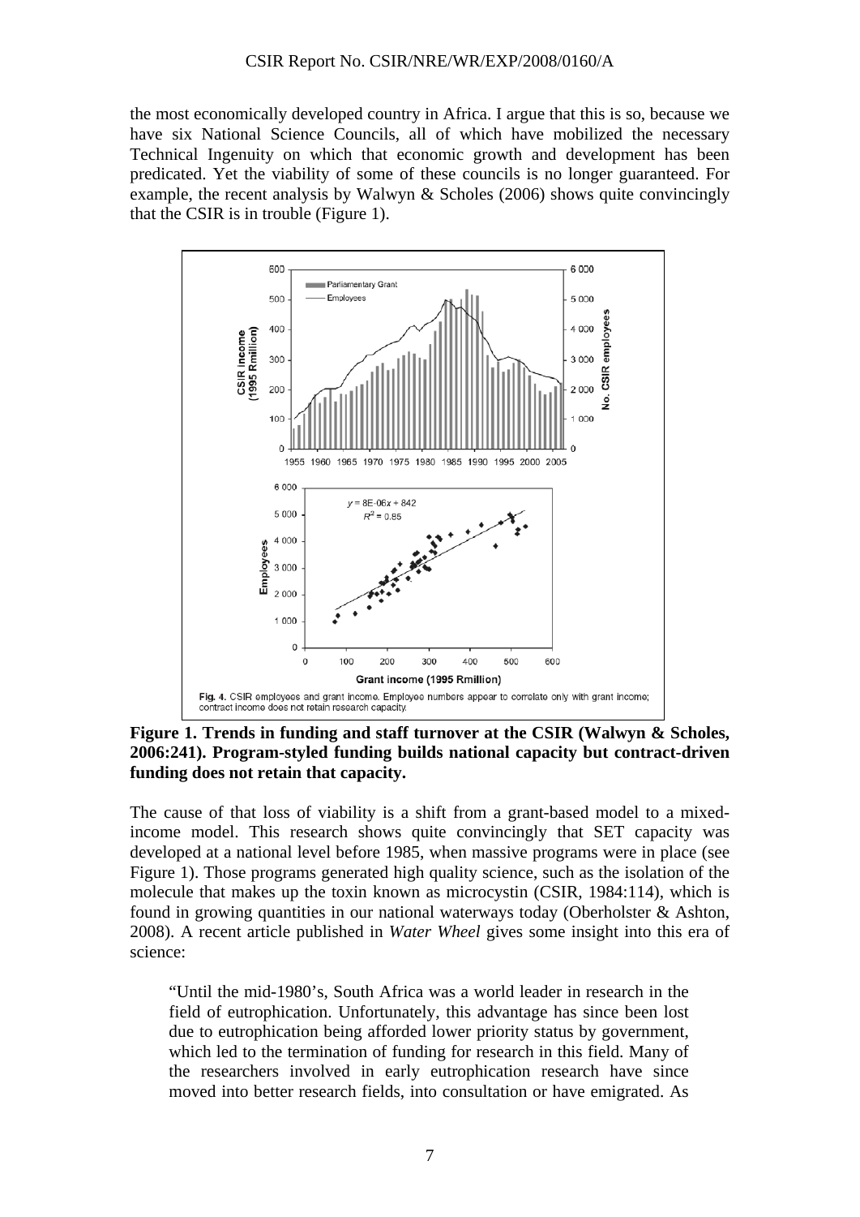the most economically developed country in Africa. I argue that this is so, because we have six National Science Councils, all of which have mobilized the necessary Technical Ingenuity on which that economic growth and development has been predicated. Yet the viability of some of these councils is no longer guaranteed. For example, the recent analysis by Walwyn & Scholes (2006) shows quite convincingly that the CSIR is in trouble (Figure 1).

**Figure 1. Trends in funding and staff turnover at the CSIR (Walwyn & Scholes, 2006:241). Program-styled funding builds national capacity but contract-driven funding does not retain that capacity.**

The cause of that loss of viability is a shift from a grant-based model to a mixed-income model. This research shows quite convincingly that SET capacity was developed at a national level before 1985, when massive programs were in place (see Figure 1). Those programs generated high quality science, such as the isolation of the molecule that makes up the toxin known as microcystin (CSIR, 1984:114), which is found in growing quantities in our national waterways today (Oberholster & Ashton, 2008). A recent article published in *Water Wheel* gives some insight into this era of science:

> "Until the mid-1980's, South Africa was a world leader in research in the field of eutrophication. Unfortunately, this advantage has since been lost due to eutrophication being afforded lower priority status by government, which led to the termination of funding for research in this field. Many of the researchers involved in early eutrophication research have since moved into better research fields, into consultation or have emigrated. As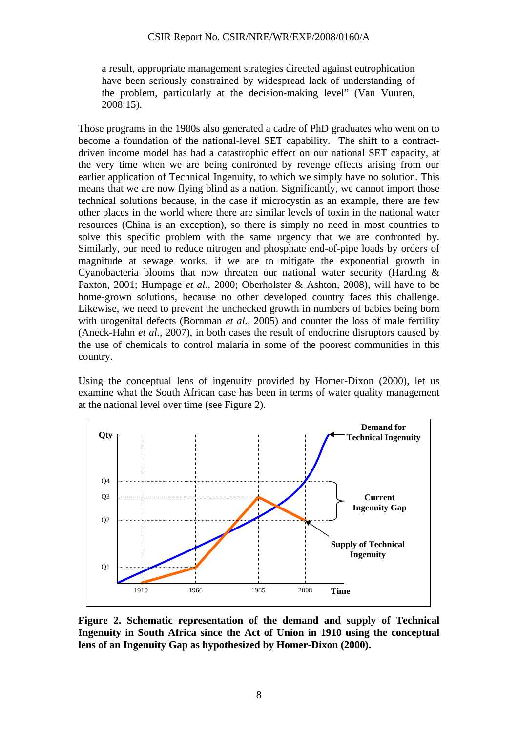a result, appropriate management strategies directed against eutrophication have been seriously constrained by widespread lack of understanding of the problem, particularly at the decision-making level" (Van Vuuren, 2008:15).

Those programs in the 1980s also generated a cadre of PhD graduates who went on to become a foundation of the national-level SET capability. The shift to a contract-driven income model has had a catastrophic effect on our national SET capacity, at the very time when we are being confronted by revenge effects arising from our earlier application of Technical Ingenuity, to which we simply have no solution. This means that we are now flying blind as a nation. Significantly, we cannot import those technical solutions because, in the case if microcystin as an example, there are few other places in the world where there are similar levels of toxin in the national water resources (China is an exception), so there is simply no need in most countries to solve this specific problem with the same urgency that we are confronted by. Similarly, our need to reduce nitrogen and phosphate end-of-pipe loads by orders of magnitude at sewage works, if we are to mitigate the exponential growth in Cyanobacteria blooms that now threaten our national water security (Harding & Paxton, 2001; Humpage *et al.*, 2000; Oberholster & Ashton, 2008), will have to be home-grown solutions, because no other developed country faces this challenge. Likewise, we need to prevent the unchecked growth in numbers of babies being born with urogenital defects (Bornman *et al.*, 2005) and counter the loss of male fertility (Aneck-Hahn *et al.*, 2007), in both cases the result of endocrine disruptors caused by the use of chemicals to control malaria in some of the poorest communities in this country.

Using the conceptual lens of ingenuity provided by Homer-Dixon (2000), let us examine what the South African case has been in terms of water quality management at the national level over time (see Figure 2).

**Figure 2. Schematic representation of the demand and supply of Technical Ingenuity in South Africa since the Act of Union in 1910 using the conceptual lens of an Ingenuity Gap as hypothesized by Homer-Dixon (2000).**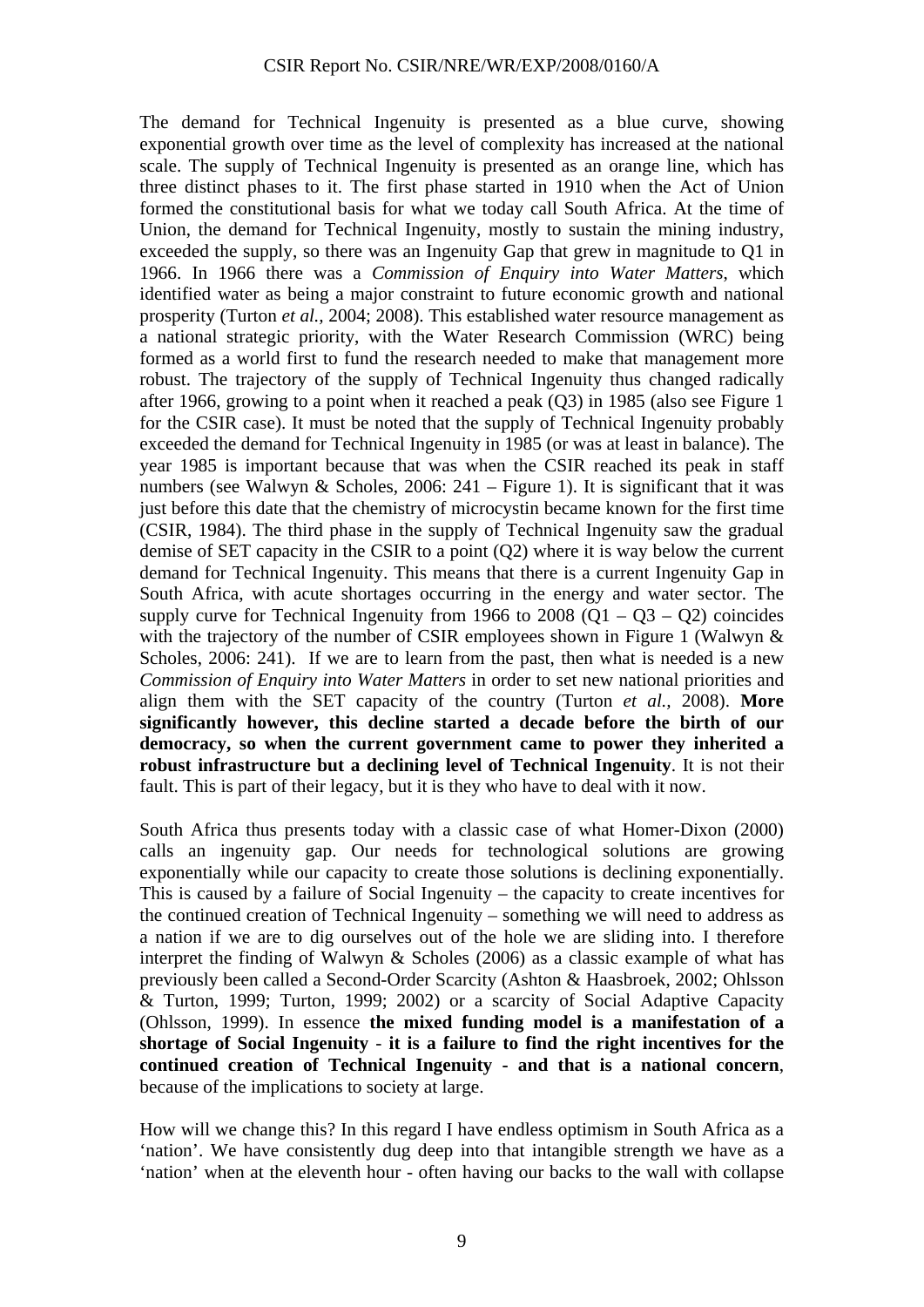The demand for Technical Ingenuity is presented as a blue curve, showing exponential growth over time as the level of complexity has increased at the national scale. The supply of Technical Ingenuity is presented as an orange line, which has three distinct phases to it. The first phase started in 1910 when the Act of Union formed the constitutional basis for what we today call South Africa. At the time of Union, the demand for Technical Ingenuity, mostly to sustain the mining industry, exceeded the supply, so there was an Ingenuity Gap that grew in magnitude to Q1 in 1966. In 1966 there was a *Commission of Enquiry into Water Matters*, which identified water as being a major constraint to future economic growth and national prosperity (Turton *et al.,* 2004; 2008). This established water resource management as a national strategic priority, with the Water Research Commission (WRC) being formed as a world first to fund the research needed to make that management more robust. The trajectory of the supply of Technical Ingenuity thus changed radically after 1966, growing to a point when it reached a peak (Q3) in 1985 (also see Figure 1 for the CSIR case). It must be noted that the supply of Technical Ingenuity probably exceeded the demand for Technical Ingenuity in 1985 (or was at least in balance). The year 1985 is important because that was when the CSIR reached its peak in staff numbers (see Walwyn & Scholes, 2006: 241 – Figure 1). It is significant that it was just before this date that the chemistry of microcystin became known for the first time (CSIR, 1984). The third phase in the supply of Technical Ingenuity saw the gradual demise of SET capacity in the CSIR to a point (Q2) where it is way below the current demand for Technical Ingenuity. This means that there is a current Ingenuity Gap in South Africa, with acute shortages occurring in the energy and water sector. The supply curve for Technical Ingenuity from 1966 to 2008 (Q1 – Q3 – Q2) coincides with the trajectory of the number of CSIR employees shown in Figure 1 (Walwyn & Scholes, 2006: 241). If we are to learn from the past, then what is needed is a new *Commission of Enquiry into Water Matters* in order to set new national priorities and align them with the SET capacity of the country (Turton *et al.*, 2008). **More significantly however, this decline started a decade before the birth of our democracy, so when the current government came to power they inherited a robust infrastructure but a declining level of Technical Ingenuity**. It is not their fault. This is part of their legacy, but it is they who have to deal with it now.

South Africa thus presents today with a classic case of what Homer-Dixon (2000) calls an ingenuity gap. Our needs for technological solutions are growing exponentially while our capacity to create those solutions is declining exponentially. This is caused by a failure of Social Ingenuity – the capacity to create incentives for the continued creation of Technical Ingenuity – something we will need to address as a nation if we are to dig ourselves out of the hole we are sliding into. I therefore interpret the finding of Walwyn & Scholes (2006) as a classic example of what has previously been called a Second-Order Scarcity (Ashton & Haasbroek, 2002; Ohlsson & Turton, 1999; Turton, 1999; 2002) or a scarcity of Social Adaptive Capacity (Ohlsson, 1999). In essence **the mixed funding model is a manifestation of a shortage of Social Ingenuity - it is a failure to find the right incentives for the continued creation of Technical Ingenuity - and that is a national concern**, because of the implications to society at large.

How will we change this? In this regard I have endless optimism in South Africa as a 'nation'. We have consistently dug deep into that intangible strength we have as a 'nation' when at the eleventh hour - often having our backs to the wall with collapse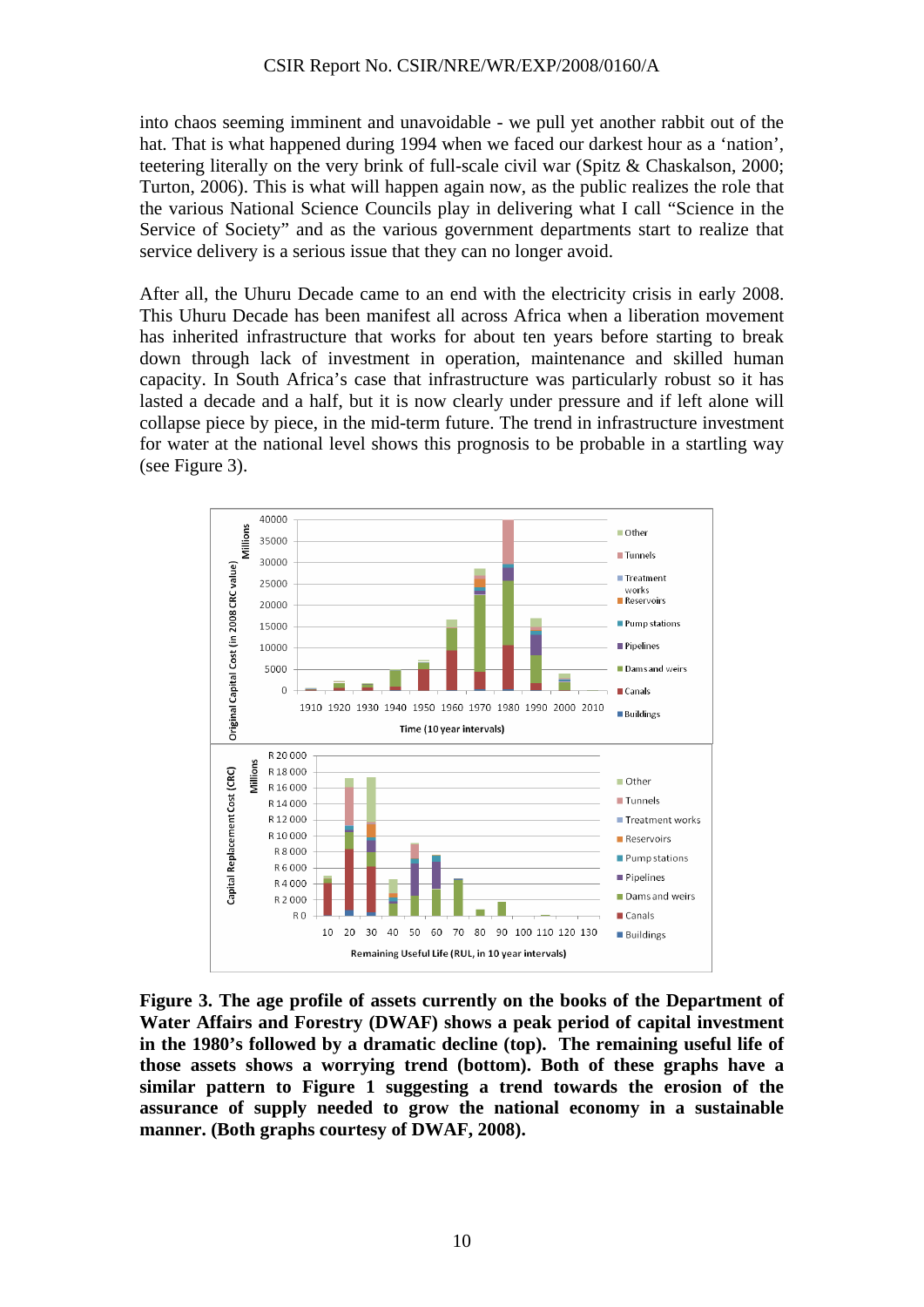into chaos seeming imminent and unavoidable - we pull yet another rabbit out of the hat. That is what happened during 1994 when we faced our darkest hour as a 'nation', teetering literally on the very brink of full-scale civil war (Spitz & Chaskalson, 2000; Turton, 2006). This is what will happen again now, as the public realizes the role that the various National Science Councils play in delivering what I call "Science in the Service of Society" and as the various government departments start to realize that service delivery is a serious issue that they can no longer avoid.

After all, the Uhuru Decade came to an end with the electricity crisis in early 2008. This Uhuru Decade has been manifest all across Africa when a liberation movement has inherited infrastructure that works for about ten years before starting to break down through lack of investment in operation, maintenance and skilled human capacity. In South Africa's case that infrastructure was particularly robust so it has lasted a decade and a half, but it is now clearly under pressure and if left alone will collapse piece by piece, in the mid-term future. The trend in infrastructure investment for water at the national level shows this prognosis to be probable in a startling way (see Figure 3).

**Figure 3. The age profile of assets currently on the books of the Department of Water Affairs and Forestry (DWAF) shows a peak period of capital investment in the 1980's followed by a dramatic decline (top). The remaining useful life of those assets shows a worrying trend (bottom). Both of these graphs have a similar pattern to Figure 1 suggesting a trend towards the erosion of the assurance of supply needed to grow the national economy in a sustainable manner. (Both graphs courtesy of DWAF, 2008).**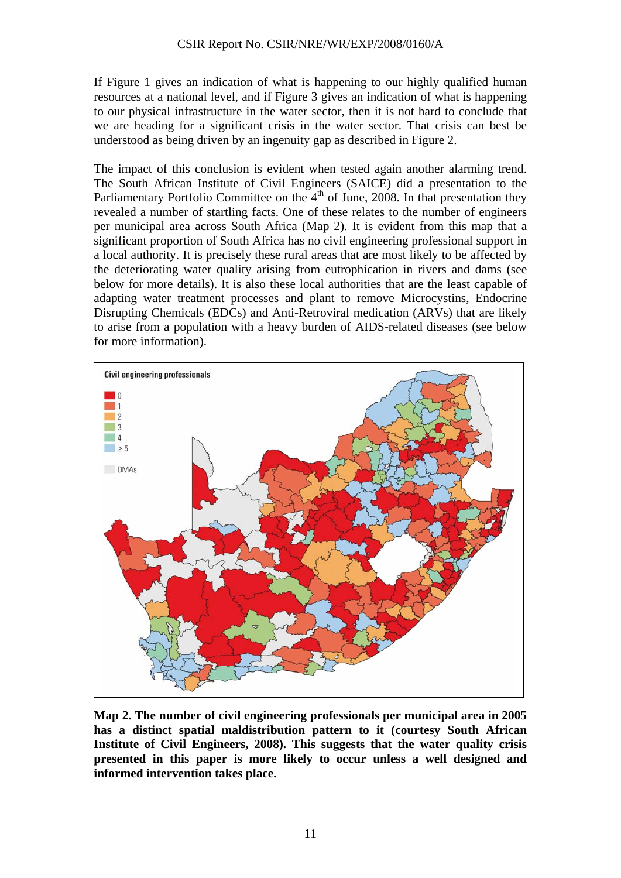If Figure 1 gives an indication of what is happening to our highly qualified human resources at a national level, and if Figure 3 gives an indication of what is happening to our physical infrastructure in the water sector, then it is not hard to conclude that we are heading for a significant crisis in the water sector. That crisis can best be understood as being driven by an ingenuity gap as described in Figure 2.

The impact of this conclusion is evident when tested again another alarming trend. The South African Institute of Civil Engineers (SAICE) did a presentation to the Parliamentary Portfolio Committee on the 4th of June, 2008. In that presentation they revealed a number of startling facts. One of these relates to the number of engineers per municipal area across South Africa (Map 2). It is evident from this map that a significant proportion of South Africa has no civil engineering professional support in a local authority. It is precisely these rural areas that are most likely to be affected by the deteriorating water quality arising from eutrophication in rivers and dams (see below for more details). It is also these local authorities that are the least capable of adapting water treatment processes and plant to remove Microcystins, Endocrine Disrupting Chemicals (EDCs) and Anti-Retroviral medication (ARVs) that are likely to arise from a population with a heavy burden of AIDS-related diseases (see below for more information).

**Map 2. The number of civil engineering professionals per municipal area in 2005 has a distinct spatial maldistribution pattern to it (courtesy South African Institute of Civil Engineers, 2008). This suggests that the water quality crisis presented in this paper is more likely to occur unless a well designed and informed intervention takes place.**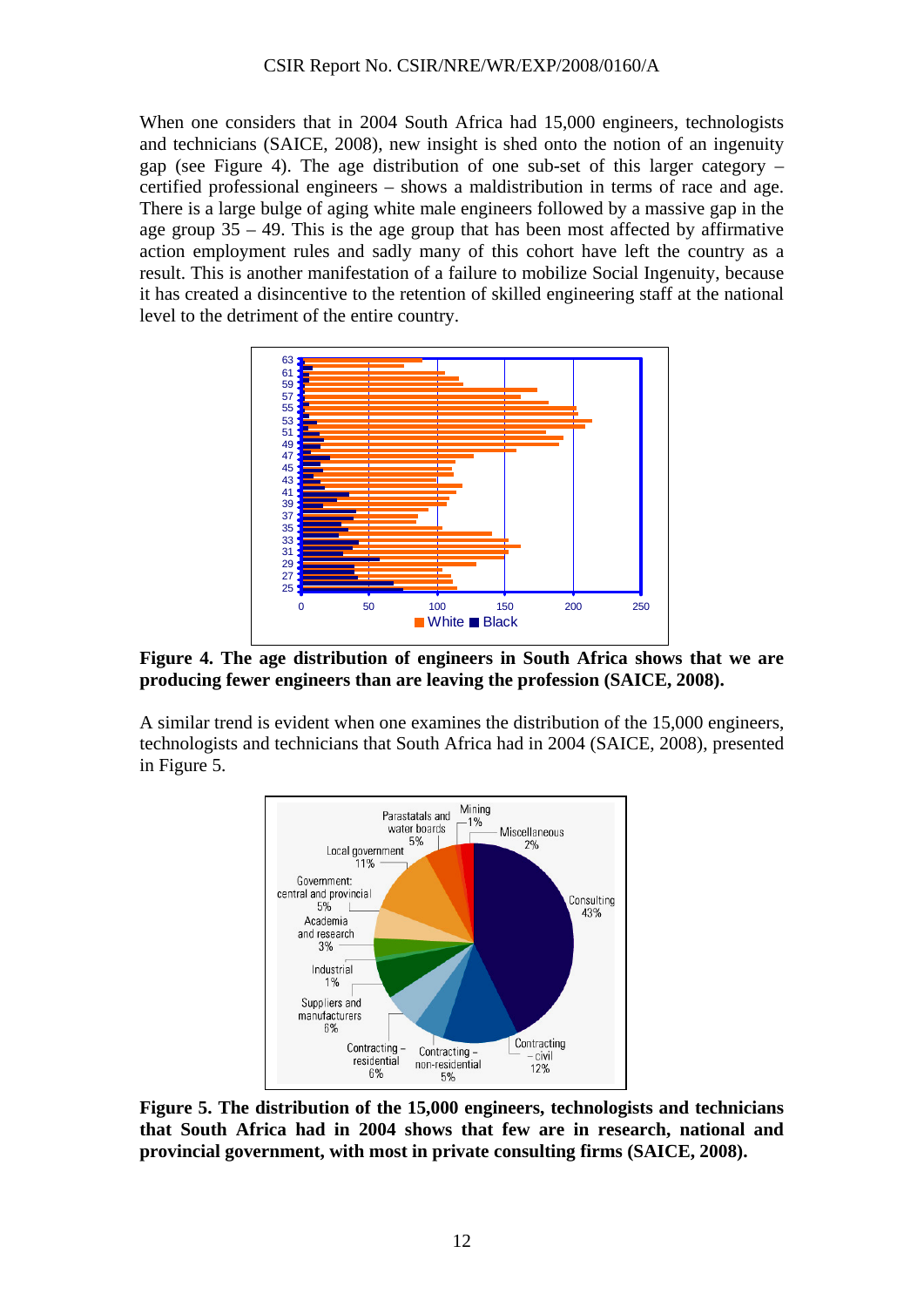When one considers that in 2004 South Africa had 15,000 engineers, technologists and technicians (SAICE, 2008), new insight is shed onto the notion of an ingenuity gap (see Figure 4). The age distribution of one sub-set of this larger category – certified professional engineers – shows a maldistribution in terms of race and age. There is a large bulge of aging white male engineers followed by a massive gap in the age group 35 – 49. This is the age group that has been most affected by affirmative action employment rules and sadly many of this cohort have left the country as a result. This is another manifestation of a failure to mobilize Social Ingenuity, because it has created a disincentive to the retention of skilled engineering staff at the national level to the detriment of the entire country.

**Figure 4. The age distribution of engineers in South Africa shows that we are producing fewer engineers than are leaving the profession (SAICE, 2008).**

A similar trend is evident when one examines the distribution of the 15,000 engineers, technologists and technicians that South Africa had in 2004 (SAICE, 2008), presented in Figure 5.

**Figure 5. The distribution of the 15,000 engineers, technologists and technicians that South Africa had in 2004 shows that few are in research, national and provincial government, with most in private consulting firms (SAICE, 2008).**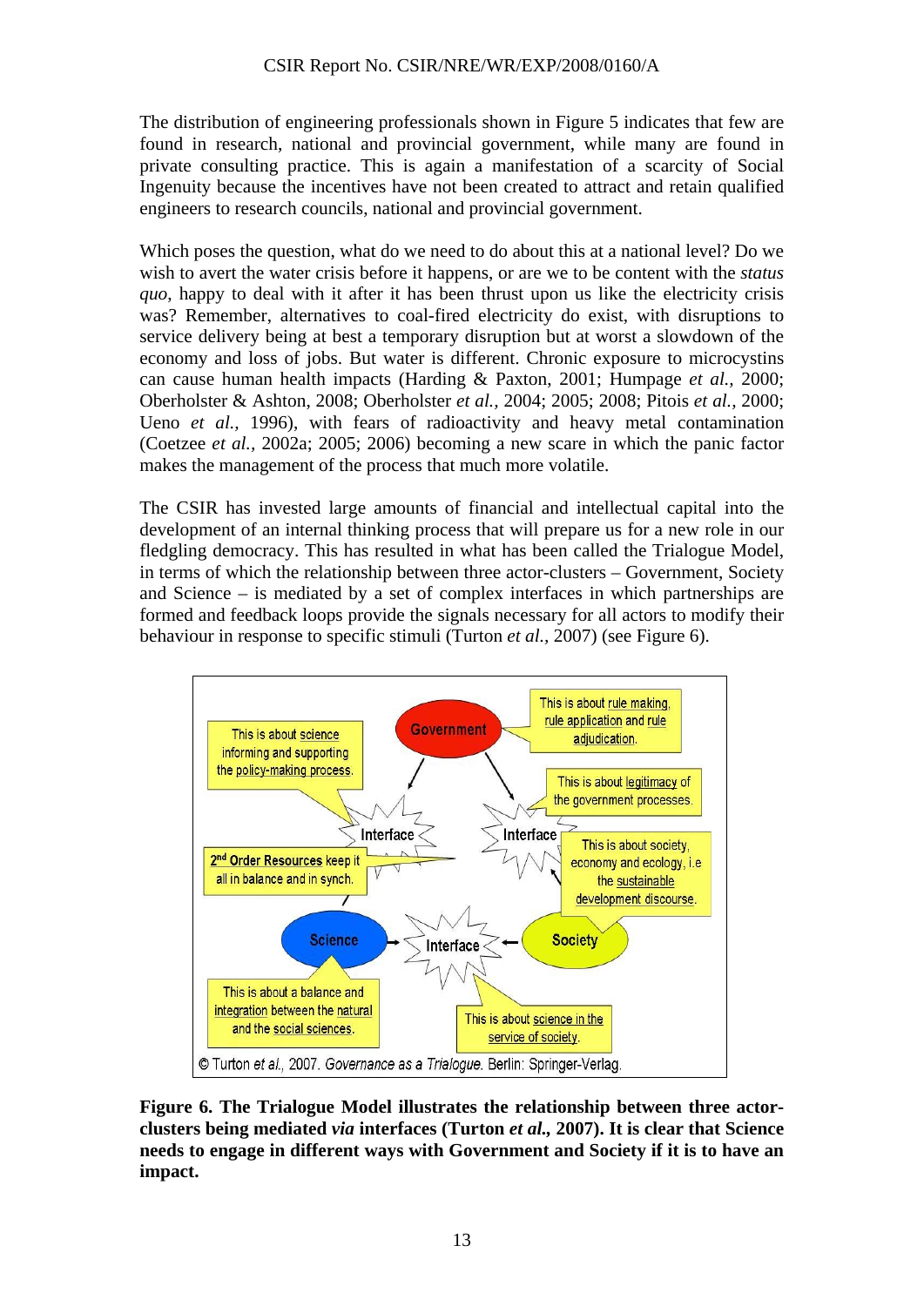The distribution of engineering professionals shown in Figure 5 indicates that few are found in research, national and provincial government, while many are found in private consulting practice. This is again a manifestation of a scarcity of Social Ingenuity because the incentives have not been created to attract and retain qualified engineers to research councils, national and provincial government.

Which poses the question, what do we need to do about this at a national level? Do we wish to avert the water crisis before it happens, or are we to be content with the *status quo*, happy to deal with it after it has been thrust upon us like the electricity crisis was? Remember, alternatives to coal-fired electricity do exist, with disruptions to service delivery being at best a temporary disruption but at worst a slowdown of the economy and loss of jobs. But water is different. Chronic exposure to microcystins can cause human health impacts (Harding & Paxton, 2001; Humpage *et al.,* 2000; Oberholster & Ashton, 2008; Oberholster *et al.,* 2004; 2005; 2008; Pitois *et al.,* 2000; Ueno *et al.,* 1996), with fears of radioactivity and heavy metal contamination (Coetzee *et al.,* 2002a; 2005; 2006) becoming a new scare in which the panic factor makes the management of the process that much more volatile.

The CSIR has invested large amounts of financial and intellectual capital into the development of an internal thinking process that will prepare us for a new role in our fledgling democracy. This has resulted in what has been called the Trialogue Model, in terms of which the relationship between three actor-clusters – Government, Society and Science – is mediated by a set of complex interfaces in which partnerships are formed and feedback loops provide the signals necessary for all actors to modify their behaviour in response to specific stimuli (Turton *et al.,* 2007) (see Figure 6).

This is about science informing and supporting the policy-making process.

Government

This is about rule making, rule application and rule adjudication.

This is about legitimacy of the government processes.

Interface

Interface

2[nd] Order Resources keep it all in balance and in synch.

This is about society, economy and ecology, i.e the sustainable development discourse.

Science

Interface

Society

This is about a balance and integration between the natural and the social sciences.

This is about science in the service of society.

© Turton *et al.*, 2007. *Governance as a Trialogue*. Berlin: Springer-Verlag.

**Figure 6. The Trialogue Model illustrates the relationship between three actor-clusters being mediated *via* interfaces (Turton *et al.,* 2007). It is clear that Science needs to engage in different ways with Government and Society if it is to have an impact.**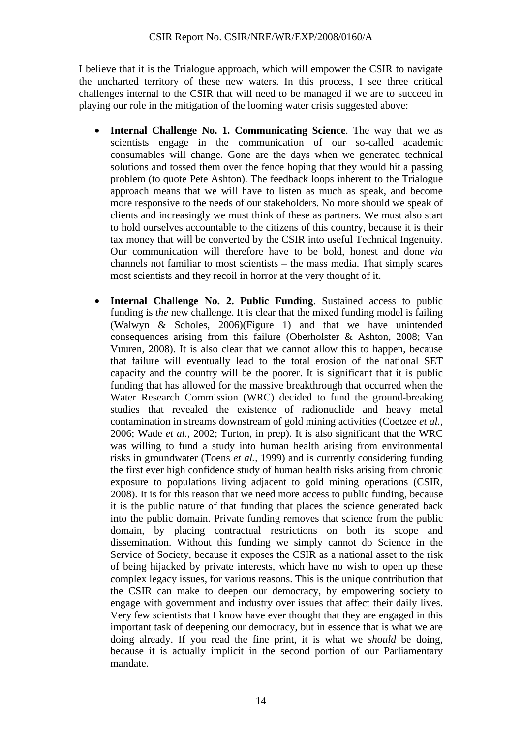I believe that it is the Trialogue approach, which will empower the CSIR to navigate the uncharted territory of these new waters. In this process, I see three critical challenges internal to the CSIR that will need to be managed if we are to succeed in playing our role in the mitigation of the looming water crisis suggested above:

- **Internal Challenge No. 1. Communicating Science**. The way that we as scientists engage in the communication of our so-called academic consumables will change. Gone are the days when we generated technical solutions and tossed them over the fence hoping that they would hit a passing problem (to quote Pete Ashton). The feedback loops inherent to the Trialogue approach means that we will have to listen as much as speak, and become more responsive to the needs of our stakeholders. No more should we speak of clients and increasingly we must think of these as partners. We must also start to hold ourselves accountable to the citizens of this country, because it is their tax money that will be converted by the CSIR into useful Technical Ingenuity. Our communication will therefore have to be bold, honest and done *via* channels not familiar to most scientists – the mass media. That simply scares most scientists and they recoil in horror at the very thought of it.

- **Internal Challenge No. 2. Public Funding**. Sustained access to public funding is *the* new challenge. It is clear that the mixed funding model is failing (Walwyn & Scholes, 2006)(Figure 1) and that we have unintended consequences arising from this failure (Oberholster & Ashton, 2008; Van Vuuren, 2008). It is also clear that we cannot allow this to happen, because that failure will eventually lead to the total erosion of the national SET capacity and the country will be the poorer. It is significant that it is public funding that has allowed for the massive breakthrough that occurred when the Water Research Commission (WRC) decided to fund the ground-breaking studies that revealed the existence of radionuclide and heavy metal contamination in streams downstream of gold mining activities (Coetzee *et al.,* 2006; Wade *et al.,* 2002; Turton, in prep). It is also significant that the WRC was willing to fund a study into human health arising from environmental risks in groundwater (Toens *et al.,* 1999) and is currently considering funding the first ever high confidence study of human health risks arising from chronic exposure to populations living adjacent to gold mining operations (CSIR, 2008). It is for this reason that we need more access to public funding, because it is the public nature of that funding that places the science generated back into the public domain. Private funding removes that science from the public domain, by placing contractual restrictions on both its scope and dissemination. Without this funding we simply cannot do Science in the Service of Society, because it exposes the CSIR as a national asset to the risk of being hijacked by private interests, which have no wish to open up these complex legacy issues, for various reasons. This is the unique contribution that the CSIR can make to deepen our democracy, by empowering society to engage with government and industry over issues that affect their daily lives. Very few scientists that I know have ever thought that they are engaged in this important task of deepening our democracy, but in essence that is what we are doing already. If you read the fine print, it is what we *should* be doing, because it is actually implicit in the second portion of our Parliamentary mandate.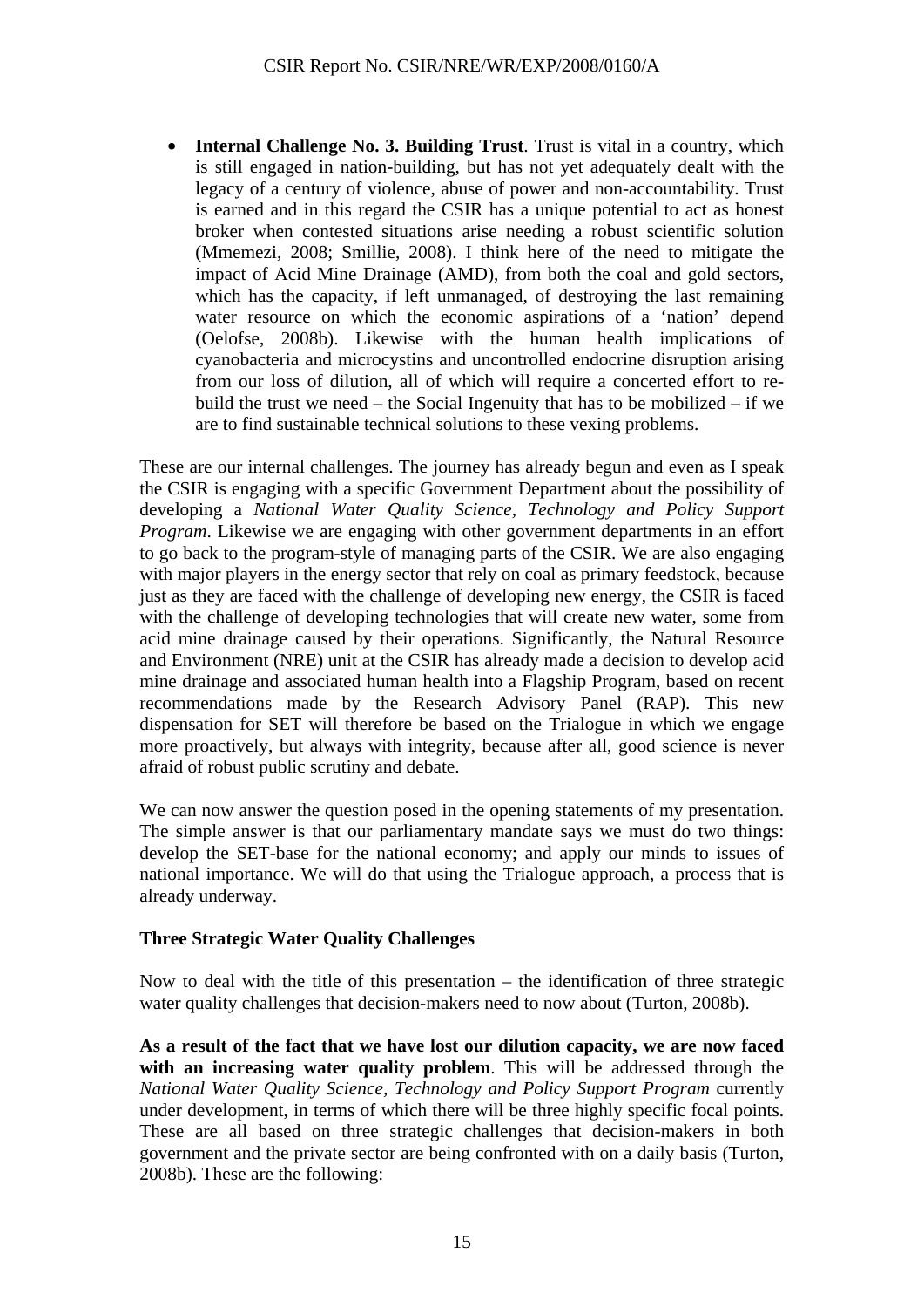- **Internal Challenge No. 3. Building Trust**. Trust is vital in a country, which is still engaged in nation-building, but has not yet adequately dealt with the legacy of a century of violence, abuse of power and non-accountability. Trust is earned and in this regard the CSIR has a unique potential to act as honest broker when contested situations arise needing a robust scientific solution (Mmemezi, 2008; Smillie, 2008). I think here of the need to mitigate the impact of Acid Mine Drainage (AMD), from both the coal and gold sectors, which has the capacity, if left unmanaged, of destroying the last remaining water resource on which the economic aspirations of a 'nation' depend (Oelofse, 2008b). Likewise with the human health implications of cyanobacteria and microcystins and uncontrolled endocrine disruption arising from our loss of dilution, all of which will require a concerted effort to re-build the trust we need – the Social Ingenuity that has to be mobilized – if we are to find sustainable technical solutions to these vexing problems.

These are our internal challenges. The journey has already begun and even as I speak the CSIR is engaging with a specific Government Department about the possibility of developing a *National Water Quality Science, Technology and Policy Support Program*. Likewise we are engaging with other government departments in an effort to go back to the program-style of managing parts of the CSIR. We are also engaging with major players in the energy sector that rely on coal as primary feedstock, because just as they are faced with the challenge of developing new energy, the CSIR is faced with the challenge of developing technologies that will create new water, some from acid mine drainage caused by their operations. Significantly, the Natural Resource and Environment (NRE) unit at the CSIR has already made a decision to develop acid mine drainage and associated human health into a Flagship Program, based on recent recommendations made by the Research Advisory Panel (RAP). This new dispensation for SET will therefore be based on the Trialogue in which we engage more proactively, but always with integrity, because after all, good science is never afraid of robust public scrutiny and debate.

We can now answer the question posed in the opening statements of my presentation. The simple answer is that our parliamentary mandate says we must do two things: develop the SET-base for the national economy; and apply our minds to issues of national importance. We will do that using the Trialogue approach, a process that is already underway.

### Three Strategic Water Quality Challenges

Now to deal with the title of this presentation – the identification of three strategic water quality challenges that decision-makers need to now about (Turton, 2008b).

**As a result of the fact that we have lost our dilution capacity, we are now faced with an increasing water quality problem**. This will be addressed through the *National Water Quality Science, Technology and Policy Support Program* currently under development, in terms of which there will be three highly specific focal points. These are all based on three strategic challenges that decision-makers in both government and the private sector are being confronted with on a daily basis (Turton, 2008b). These are the following: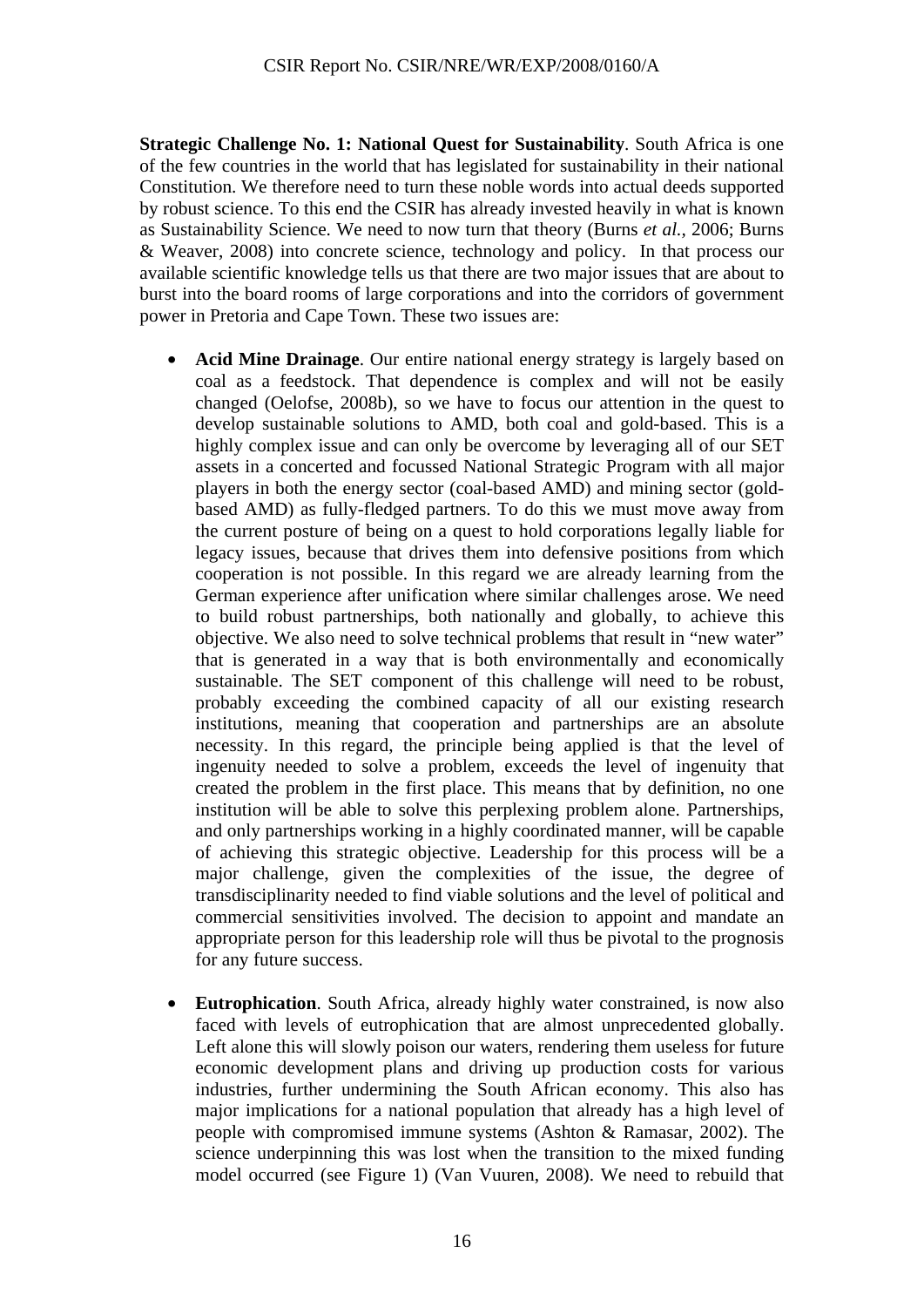**Strategic Challenge No. 1: National Quest for Sustainability**. South Africa is one of the few countries in the world that has legislated for sustainability in their national Constitution. We therefore need to turn these noble words into actual deeds supported by robust science. To this end the CSIR has already invested heavily in what is known as Sustainability Science. We need to now turn that theory (Burns *et al.*, 2006; Burns & Weaver, 2008) into concrete science, technology and policy. In that process our available scientific knowledge tells us that there are two major issues that are about to burst into the board rooms of large corporations and into the corridors of government power in Pretoria and Cape Town. These two issues are:

- **Acid Mine Drainage**. Our entire national energy strategy is largely based on coal as a feedstock. That dependence is complex and will not be easily changed (Oelofse, 2008b), so we have to focus our attention in the quest to develop sustainable solutions to AMD, both coal and gold-based. This is a highly complex issue and can only be overcome by leveraging all of our SET assets in a concerted and focussed National Strategic Program with all major players in both the energy sector (coal-based AMD) and mining sector (gold-based AMD) as fully-fledged partners. To do this we must move away from the current posture of being on a quest to hold corporations legally liable for legacy issues, because that drives them into defensive positions from which cooperation is not possible. In this regard we are already learning from the German experience after unification where similar challenges arose. We need to build robust partnerships, both nationally and globally, to achieve this objective. We also need to solve technical problems that result in "new water" that is generated in a way that is both environmentally and economically sustainable. The SET component of this challenge will need to be robust, probably exceeding the combined capacity of all our existing research institutions, meaning that cooperation and partnerships are an absolute necessity. In this regard, the principle being applied is that the level of ingenuity needed to solve a problem, exceeds the level of ingenuity that created the problem in the first place. This means that by definition, no one institution will be able to solve this perplexing problem alone. Partnerships, and only partnerships working in a highly coordinated manner, will be capable of achieving this strategic objective. Leadership for this process will be a major challenge, given the complexities of the issue, the degree of transdisciplinarity needed to find viable solutions and the level of political and commercial sensitivities involved. The decision to appoint and mandate an appropriate person for this leadership role will thus be pivotal to the prognosis for any future success.

- **Eutrophication**. South Africa, already highly water constrained, is now also faced with levels of eutrophication that are almost unprecedented globally. Left alone this will slowly poison our waters, rendering them useless for future economic development plans and driving up production costs for various industries, further undermining the South African economy. This also has major implications for a national population that already has a high level of people with compromised immune systems (Ashton & Ramasar, 2002). The science underpinning this was lost when the transition to the mixed funding model occurred (see Figure 1) (Van Vuuren, 2008). We need to rebuild that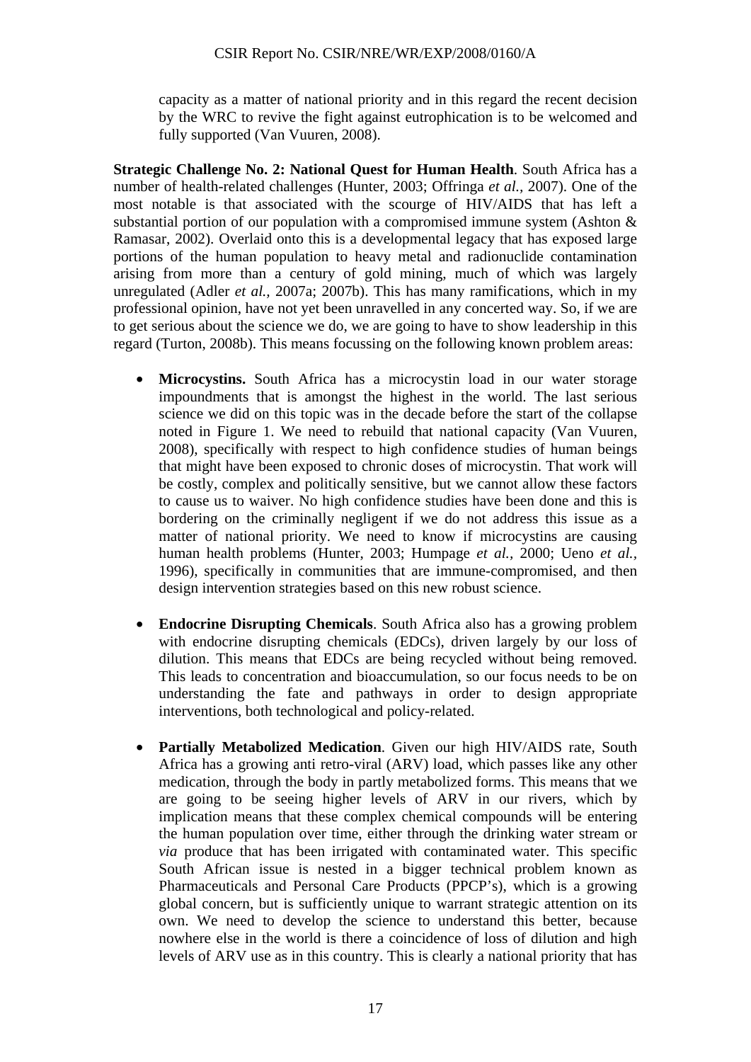capacity as a matter of national priority and in this regard the recent decision by the WRC to revive the fight against eutrophication is to be welcomed and fully supported (Van Vuuren, 2008).

**Strategic Challenge No. 2: National Quest for Human Health**. South Africa has a number of health-related challenges (Hunter, 2003; Offringa *et al.*, 2007). One of the most notable is that associated with the scourge of HIV/AIDS that has left a substantial portion of our population with a compromised immune system (Ashton & Ramasar, 2002). Overlaid onto this is a developmental legacy that has exposed large portions of the human population to heavy metal and radionuclide contamination arising from more than a century of gold mining, much of which was largely unregulated (Adler *et al.*, 2007a; 2007b). This has many ramifications, which in my professional opinion, have not yet been unravelled in any concerted way. So, if we are to get serious about the science we do, we are going to have to show leadership in this regard (Turton, 2008b). This means focussing on the following known problem areas:

- **Microcystins.** South Africa has a microcystin load in our water storage impoundments that is amongst the highest in the world. The last serious science we did on this topic was in the decade before the start of the collapse noted in Figure 1. We need to rebuild that national capacity (Van Vuuren, 2008), specifically with respect to high confidence studies of human beings that might have been exposed to chronic doses of microcystin. That work will be costly, complex and politically sensitive, but we cannot allow these factors to cause us to waiver. No high confidence studies have been done and this is bordering on the criminally negligent if we do not address this issue as a matter of national priority. We need to know if microcystins are causing human health problems (Hunter, 2003; Humpage *et al.,* 2000; Ueno *et al.*, 1996), specifically in communities that are immune-compromised, and then design intervention strategies based on this new robust science.

- **Endocrine Disrupting Chemicals**. South Africa also has a growing problem with endocrine disrupting chemicals (EDCs), driven largely by our loss of dilution. This means that EDCs are being recycled without being removed. This leads to concentration and bioaccumulation, so our focus needs to be on understanding the fate and pathways in order to design appropriate interventions, both technological and policy-related.

- **Partially Metabolized Medication**. Given our high HIV/AIDS rate, South Africa has a growing anti retro-viral (ARV) load, which passes like any other medication, through the body in partly metabolized forms. This means that we are going to be seeing higher levels of ARV in our rivers, which by implication means that these complex chemical compounds will be entering the human population over time, either through the drinking water stream or *via* produce that has been irrigated with contaminated water. This specific South African issue is nested in a bigger technical problem known as Pharmaceuticals and Personal Care Products (PPCP's), which is a growing global concern, but is sufficiently unique to warrant strategic attention on its own. We need to develop the science to understand this better, because nowhere else in the world is there a coincidence of loss of dilution and high levels of ARV use as in this country. This is clearly a national priority that has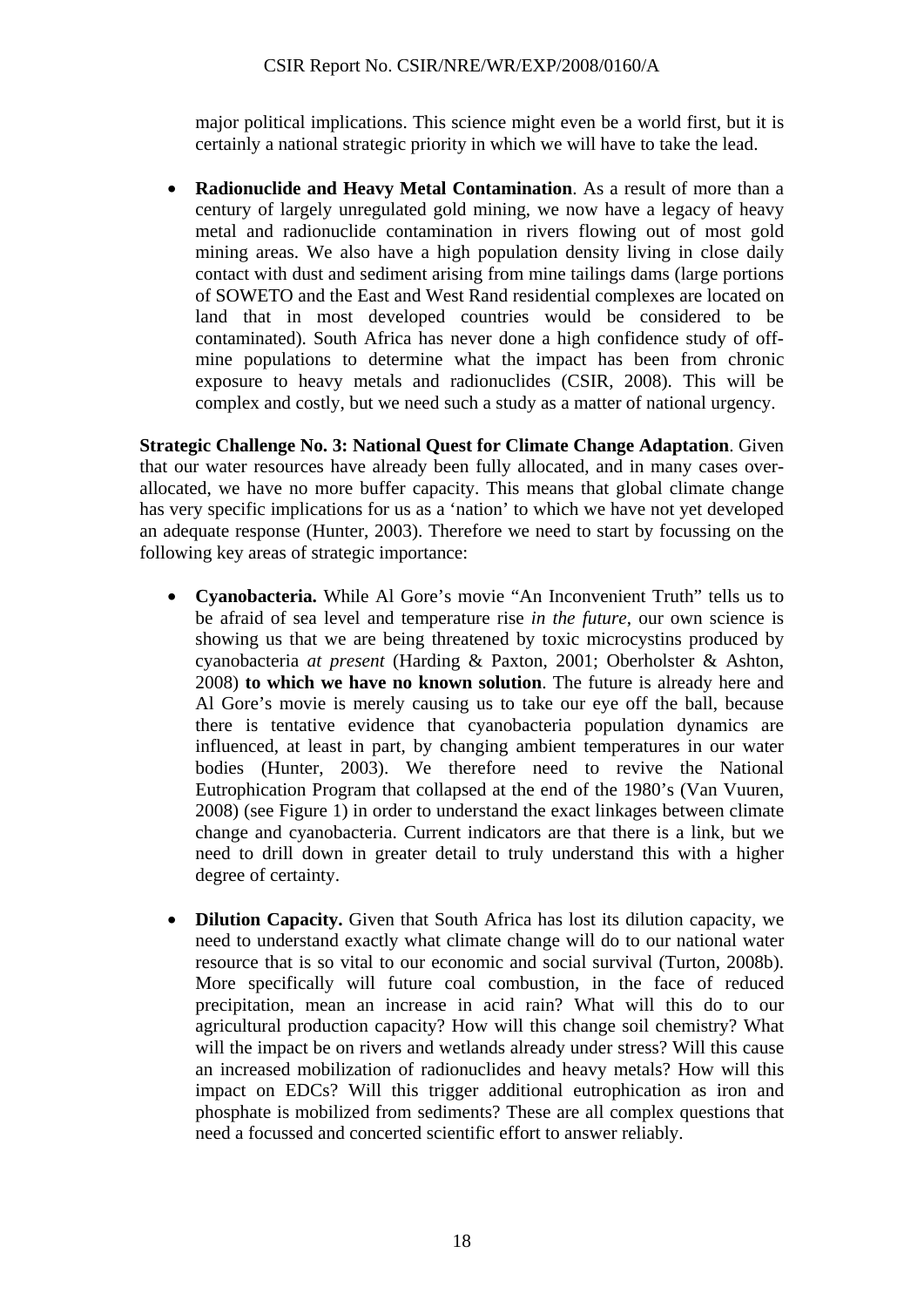major political implications. This science might even be a world first, but it is certainly a national strategic priority in which we will have to take the lead.

- **Radionuclide and Heavy Metal Contamination**. As a result of more than a century of largely unregulated gold mining, we now have a legacy of heavy metal and radionuclide contamination in rivers flowing out of most gold mining areas. We also have a high population density living in close daily contact with dust and sediment arising from mine tailings dams (large portions of SOWETO and the East and West Rand residential complexes are located on land that in most developed countries would be considered to be contaminated). South Africa has never done a high confidence study of off-mine populations to determine what the impact has been from chronic exposure to heavy metals and radionuclides (CSIR, 2008). This will be complex and costly, but we need such a study as a matter of national urgency.

**Strategic Challenge No. 3: National Quest for Climate Change Adaptation**. Given that our water resources have already been fully allocated, and in many cases over-allocated, we have no more buffer capacity. This means that global climate change has very specific implications for us as a 'nation' to which we have not yet developed an adequate response (Hunter, 2003). Therefore we need to start by focussing on the following key areas of strategic importance:

- **Cyanobacteria.** While Al Gore's movie "An Inconvenient Truth" tells us to be afraid of sea level and temperature rise *in the future*, our own science is showing us that we are being threatened by toxic microcystins produced by cyanobacteria *at present* (Harding & Paxton, 2001; Oberholster & Ashton, 2008) **to which we have no known solution**. The future is already here and Al Gore's movie is merely causing us to take our eye off the ball, because there is tentative evidence that cyanobacteria population dynamics are influenced, at least in part, by changing ambient temperatures in our water bodies (Hunter, 2003). We therefore need to revive the National Eutrophication Program that collapsed at the end of the 1980's (Van Vuuren, 2008) (see Figure 1) in order to understand the exact linkages between climate change and cyanobacteria. Current indicators are that there is a link, but we need to drill down in greater detail to truly understand this with a higher degree of certainty.

- **Dilution Capacity.** Given that South Africa has lost its dilution capacity, we need to understand exactly what climate change will do to our national water resource that is so vital to our economic and social survival (Turton, 2008b). More specifically will future coal combustion, in the face of reduced precipitation, mean an increase in acid rain? What will this do to our agricultural production capacity? How will this change soil chemistry? What will the impact be on rivers and wetlands already under stress? Will this cause an increased mobilization of radionuclides and heavy metals? How will this impact on EDCs? Will this trigger additional eutrophication as iron and phosphate is mobilized from sediments? These are all complex questions that need a focussed and concerted scientific effort to answer reliably.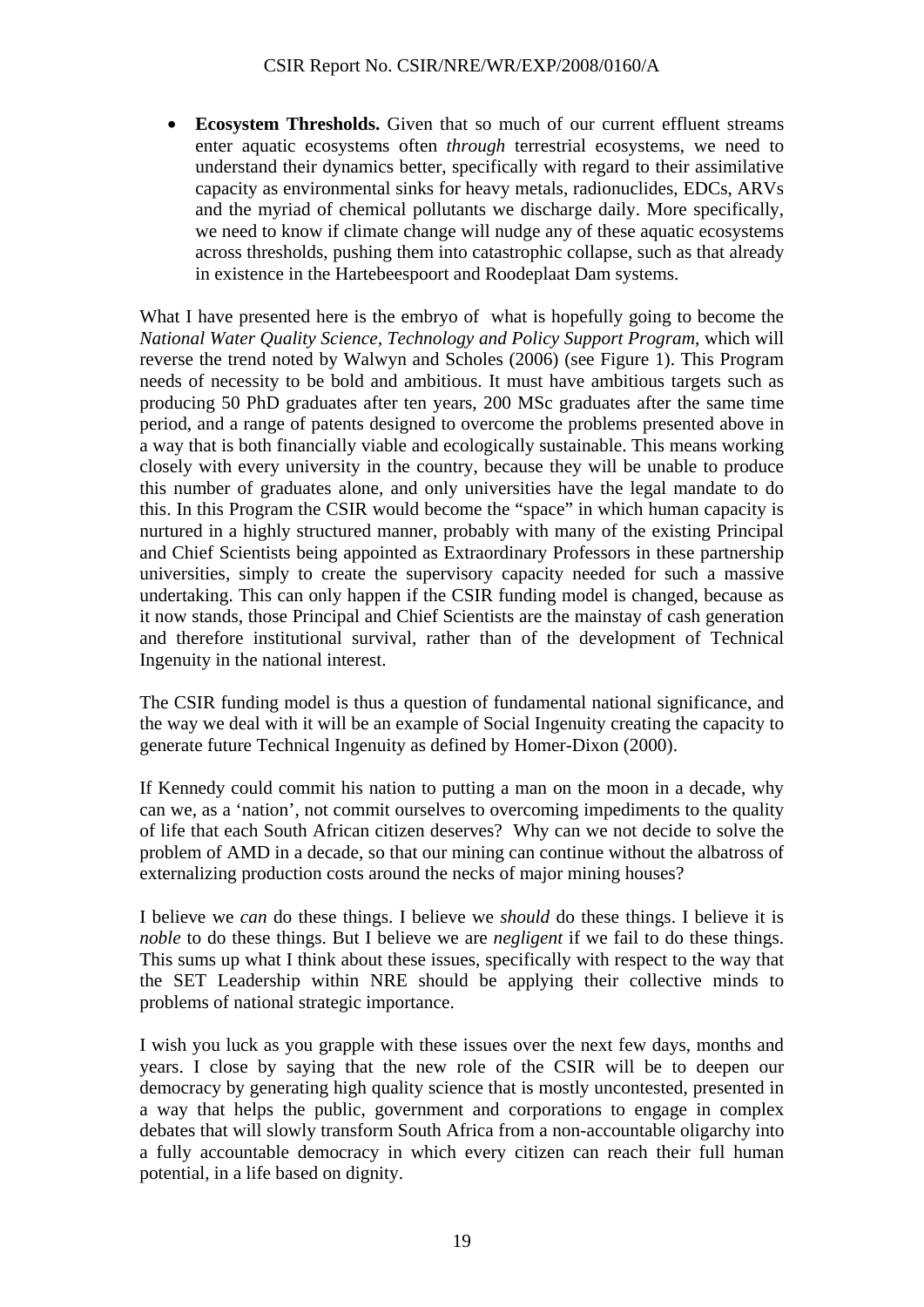- **Ecosystem Thresholds.** Given that so much of our current effluent streams enter aquatic ecosystems often *through* terrestrial ecosystems, we need to understand their dynamics better, specifically with regard to their assimilative capacity as environmental sinks for heavy metals, radionuclides, EDCs, ARVs and the myriad of chemical pollutants we discharge daily. More specifically, we need to know if climate change will nudge any of these aquatic ecosystems across thresholds, pushing them into catastrophic collapse, such as that already in existence in the Hartebeespoort and Roodeplaat Dam systems.

What I have presented here is the embryo of what is hopefully going to become the *National Water Quality Science, Technology and Policy Support Program*, which will reverse the trend noted by Walwyn and Scholes (2006) (see Figure 1). This Program needs of necessity to be bold and ambitious. It must have ambitious targets such as producing 50 PhD graduates after ten years, 200 MSc graduates after the same time period, and a range of patents designed to overcome the problems presented above in a way that is both financially viable and ecologically sustainable. This means working closely with every university in the country, because they will be unable to produce this number of graduates alone, and only universities have the legal mandate to do this. In this Program the CSIR would become the "space" in which human capacity is nurtured in a highly structured manner, probably with many of the existing Principal and Chief Scientists being appointed as Extraordinary Professors in these partnership universities, simply to create the supervisory capacity needed for such a massive undertaking. This can only happen if the CSIR funding model is changed, because as it now stands, those Principal and Chief Scientists are the mainstay of cash generation and therefore institutional survival, rather than of the development of Technical Ingenuity in the national interest.

The CSIR funding model is thus a question of fundamental national significance, and the way we deal with it will be an example of Social Ingenuity creating the capacity to generate future Technical Ingenuity as defined by Homer-Dixon (2000).

If Kennedy could commit his nation to putting a man on the moon in a decade, why can we, as a 'nation', not commit ourselves to overcoming impediments to the quality of life that each South African citizen deserves? Why can we not decide to solve the problem of AMD in a decade, so that our mining can continue without the albatross of externalizing production costs around the necks of major mining houses?

I believe we *can* do these things. I believe we *should* do these things. I believe it is *noble* to do these things. But I believe we are *negligent* if we fail to do these things. This sums up what I think about these issues, specifically with respect to the way that the SET Leadership within NRE should be applying their collective minds to problems of national strategic importance.

I wish you luck as you grapple with these issues over the next few days, months and years. I close by saying that the new role of the CSIR will be to deepen our democracy by generating high quality science that is mostly uncontested, presented in a way that helps the public, government and corporations to engage in complex debates that will slowly transform South Africa from a non-accountable oligarchy into a fully accountable democracy in which every citizen can reach their full human potential, in a life based on dignity.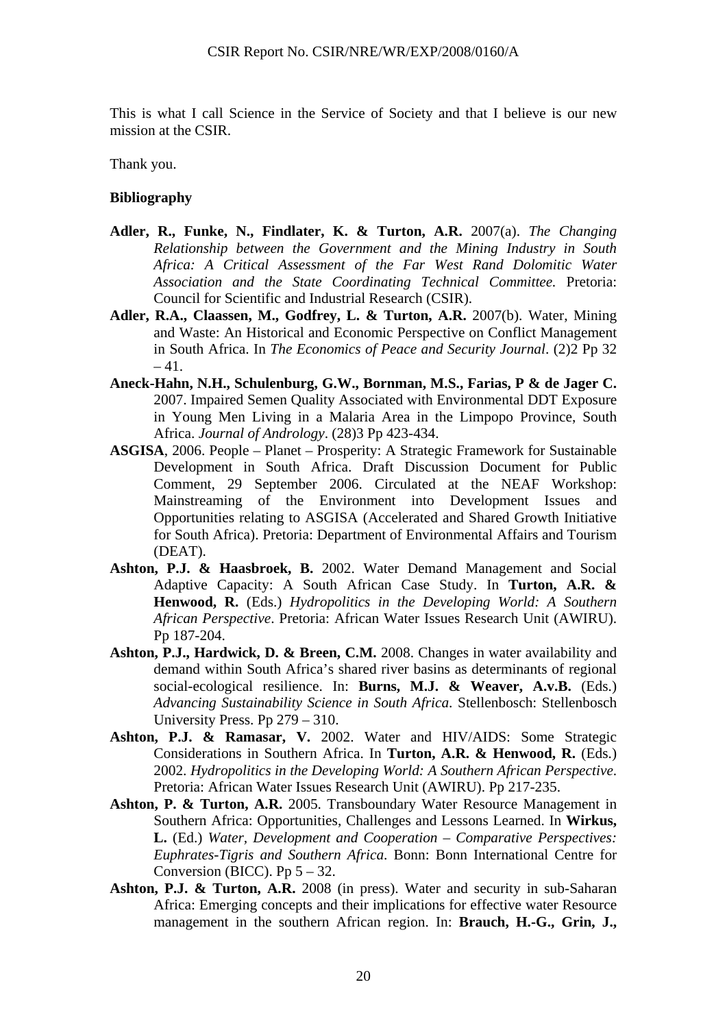This is what I call Science in the Service of Society and that I believe is our new mission at the CSIR.

Thank you.

**Bibliography**

- **Adler, R., Funke, N., Findlater, K. & Turton, A.R.** 2007(a). *The Changing Relationship between the Government and the Mining Industry in South Africa: A Critical Assessment of the Far West Rand Dolomitic Water Association and the State Coordinating Technical Committee.* Pretoria: Council for Scientific and Industrial Research (CSIR).
- **Adler, R.A., Claassen, M., Godfrey, L. & Turton, A.R.** 2007(b). Water, Mining and Waste: An Historical and Economic Perspective on Conflict Management in South Africa. In *The Economics of Peace and Security Journal*. (2)2 Pp 32 – 41.
- **Aneck-Hahn, N.H., Schulenburg, G.W., Bornman, M.S., Farias, P & de Jager C.** 2007. Impaired Semen Quality Associated with Environmental DDT Exposure in Young Men Living in a Malaria Area in the Limpopo Province, South Africa. *Journal of Andrology*. (28)3 Pp 423-434.
- **ASGISA**, 2006. People – Planet – Prosperity: A Strategic Framework for Sustainable Development in South Africa. Draft Discussion Document for Public Comment, 29 September 2006. Circulated at the NEAF Workshop: Mainstreaming of the Environment into Development Issues and Opportunities relating to ASGISA (Accelerated and Shared Growth Initiative for South Africa). Pretoria: Department of Environmental Affairs and Tourism (DEAT).
- **Ashton, P.J. & Haasbroek, B.** 2002. Water Demand Management and Social Adaptive Capacity: A South African Case Study. In **Turton, A.R. & Henwood, R.** (Eds.) *Hydropolitics in the Developing World: A Southern African Perspective*. Pretoria: African Water Issues Research Unit (AWIRU). Pp 187-204.
- **Ashton, P.J., Hardwick, D. & Breen, C.M.** 2008. Changes in water availability and demand within South Africa's shared river basins as determinants of regional social-ecological resilience. In: **Burns, M.J. & Weaver, A.v.B.** (Eds.) *Advancing Sustainability Science in South Africa*. Stellenbosch: Stellenbosch University Press. Pp 279 – 310.
- **Ashton, P.J. & Ramasar, V.** 2002. Water and HIV/AIDS: Some Strategic Considerations in Southern Africa. In **Turton, A.R. & Henwood, R.** (Eds.) 2002. *Hydropolitics in the Developing World: A Southern African Perspective*. Pretoria: African Water Issues Research Unit (AWIRU). Pp 217-235.
- **Ashton, P. & Turton, A.R.** 2005. Transboundary Water Resource Management in Southern Africa: Opportunities, Challenges and Lessons Learned. In **Wirkus, L.** (Ed.) *Water, Development and Cooperation – Comparative Perspectives: Euphrates-Tigris and Southern Africa*. Bonn: Bonn International Centre for Conversion (BICC). Pp 5 – 32.
- **Ashton, P.J. & Turton, A.R.** 2008 (in press). Water and security in sub-Saharan Africa: Emerging concepts and their implications for effective water Resource management in the southern African region. In: **Brauch, H.-G., Grin, J.,**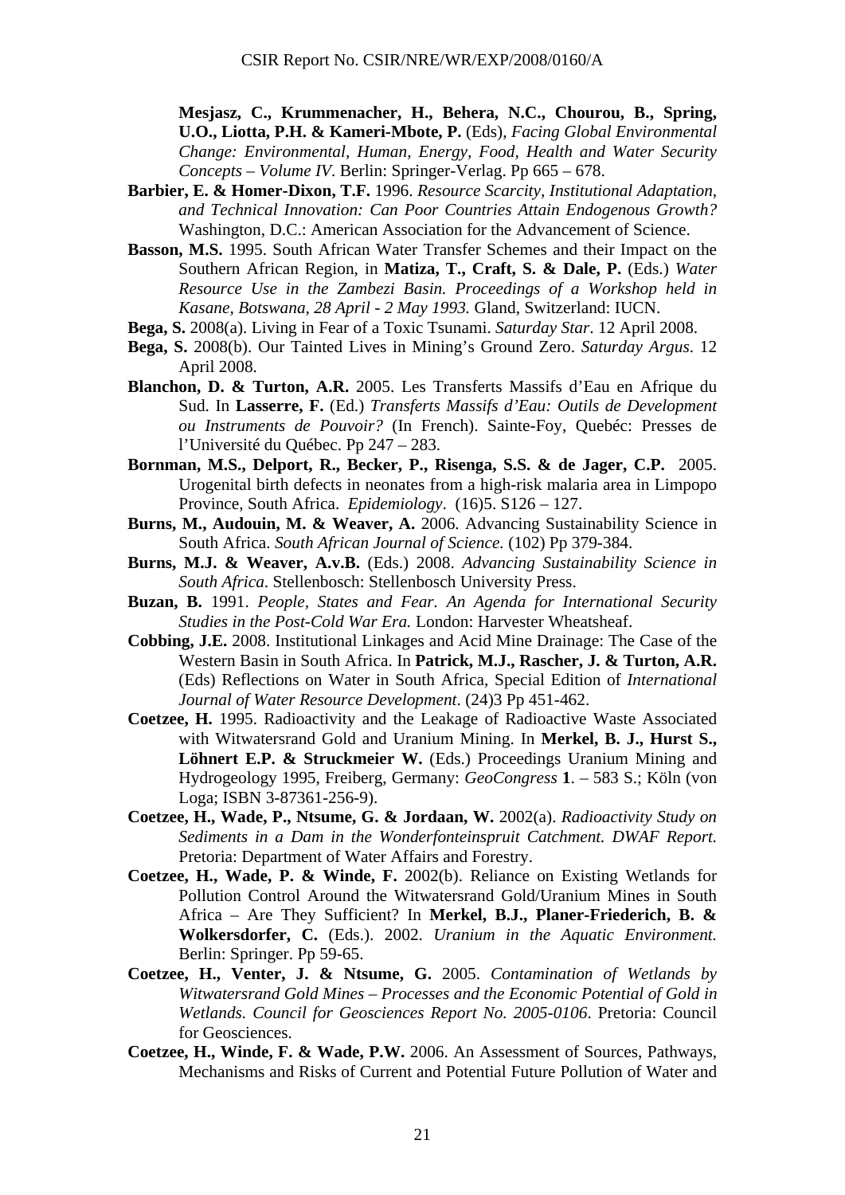**Mesjasz, C., Krummenacher, H., Behera, N.C., Chourou, B., Spring, U.O., Liotta, P.H. & Kameri-Mbote, P.** (Eds), *Facing Global Environmental Change: Environmental, Human, Energy, Food, Health and Water Security Concepts – Volume IV*. Berlin: Springer-Verlag. Pp 665 – 678.

**Barbier, E. & Homer-Dixon, T.F.** 1996. *Resource Scarcity, Institutional Adaptation, and Technical Innovation: Can Poor Countries Attain Endogenous Growth?* Washington, D.C.: American Association for the Advancement of Science.

**Basson, M.S.** 1995. South African Water Transfer Schemes and their Impact on the Southern African Region, in **Matiza, T., Craft, S. & Dale, P.** (Eds.) *Water Resource Use in the Zambezi Basin. Proceedings of a Workshop held in Kasane, Botswana, 28 April - 2 May 1993.* Gland, Switzerland: IUCN.

**Bega, S.** 2008(a). Living in Fear of a Toxic Tsunami. *Saturday Star*. 12 April 2008.

**Bega, S.** 2008(b). Our Tainted Lives in Mining's Ground Zero. *Saturday Argus*. 12 April 2008.

**Blanchon, D. & Turton, A.R.** 2005. Les Transferts Massifs d'Eau en Afrique du Sud. In **Lasserre, F.** (Ed.) *Transferts Massifs d'Eau: Outils de Development ou Instruments de Pouvoir?* (In French). Sainte-Foy, Quebéc: Presses de l'Université du Québec. Pp 247 – 283.

**Bornman, M.S., Delport, R., Becker, P., Risenga, S.S. & de Jager, C.P.** 2005. Urogenital birth defects in neonates from a high-risk malaria area in Limpopo Province, South Africa. *Epidemiology*. (16)5. S126 – 127.

**Burns, M., Audouin, M. & Weaver, A.** 2006. Advancing Sustainability Science in South Africa. *South African Journal of Science.* (102) Pp 379-384.

**Burns, M.J. & Weaver, A.v.B.** (Eds.) 2008. *Advancing Sustainability Science in South Africa*. Stellenbosch: Stellenbosch University Press.

**Buzan, B.** 1991. *People, States and Fear. An Agenda for International Security Studies in the Post-Cold War Era.* London: Harvester Wheatsheaf.

**Cobbing, J.E.** 2008. Institutional Linkages and Acid Mine Drainage: The Case of the Western Basin in South Africa. In **Patrick, M.J., Rascher, J. & Turton, A.R.** (Eds) Reflections on Water in South Africa, Special Edition of *International Journal of Water Resource Development*. (24)3 Pp 451-462.

**Coetzee, H.** 1995. Radioactivity and the Leakage of Radioactive Waste Associated with Witwatersrand Gold and Uranium Mining. In **Merkel, B. J., Hurst S., Löhnert E.P. & Struckmeier W.** (Eds.) Proceedings Uranium Mining and Hydrogeology 1995, Freiberg, Germany: *GeoCongress* **1**. – 583 S.; Köln (von Loga; ISBN 3-87361-256-9).

**Coetzee, H., Wade, P., Ntsume, G. & Jordaan, W.** 2002(a). *Radioactivity Study on Sediments in a Dam in the Wonderfonteinspruit Catchment. DWAF Report.* Pretoria: Department of Water Affairs and Forestry.

**Coetzee, H., Wade, P. & Winde, F.** 2002(b). Reliance on Existing Wetlands for Pollution Control Around the Witwatersrand Gold/Uranium Mines in South Africa – Are They Sufficient? In **Merkel, B.J., Planer-Friederich, B. & Wolkersdorfer, C.** (Eds.). 2002. *Uranium in the Aquatic Environment.* Berlin: Springer. Pp 59-65.

**Coetzee, H., Venter, J. & Ntsume, G.** 2005. *Contamination of Wetlands by Witwatersrand Gold Mines – Processes and the Economic Potential of Gold in Wetlands. Council for Geosciences Report No. 2005-0106*. Pretoria: Council for Geosciences.

**Coetzee, H., Winde, F. & Wade, P.W.** 2006. An Assessment of Sources, Pathways, Mechanisms and Risks of Current and Potential Future Pollution of Water and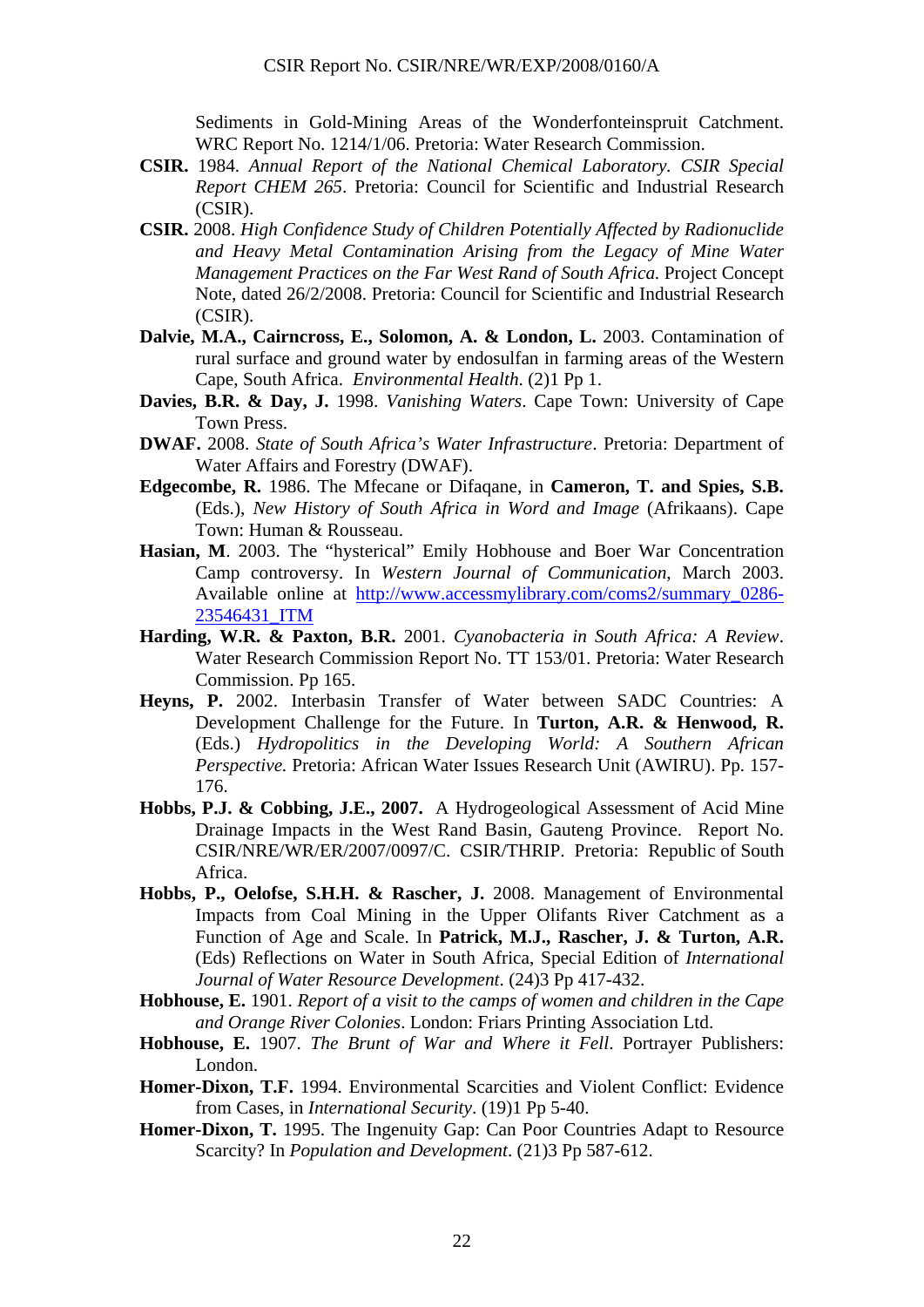Sediments in Gold-Mining Areas of the Wonderfonteinspruit Catchment. WRC Report No. 1214/1/06. Pretoria: Water Research Commission.

**CSIR.** 1984. *Annual Report of the National Chemical Laboratory. CSIR Special Report CHEM 265*. Pretoria: Council for Scientific and Industrial Research (CSIR).

**CSIR.** 2008. *High Confidence Study of Children Potentially Affected by Radionuclide and Heavy Metal Contamination Arising from the Legacy of Mine Water Management Practices on the Far West Rand of South Africa.* Project Concept Note, dated 26/2/2008. Pretoria: Council for Scientific and Industrial Research (CSIR).

**Dalvie, M.A., Cairncross, E., Solomon, A. & London, L.** 2003. Contamination of rural surface and ground water by endosulfan in farming areas of the Western Cape, South Africa. *Environmental Health*. (2)1 Pp 1.

**Davies, B.R. & Day, J.** 1998. *Vanishing Waters*. Cape Town: University of Cape Town Press.

**DWAF.** 2008. *State of South Africa's Water Infrastructure*. Pretoria: Department of Water Affairs and Forestry (DWAF).

**Edgecombe, R.** 1986. The Mfecane or Difaqane, in **Cameron, T. and Spies, S.B.** (Eds.), *New History of South Africa in Word and Image* (Afrikaans). Cape Town: Human & Rousseau.

**Hasian, M**. 2003. The "hysterical" Emily Hobhouse and Boer War Concentration Camp controversy. In *Western Journal of Communication*, March 2003. Available online at http://www.accessmylibrary.com/coms2/summary_0286-23546431_ITM

**Harding, W.R. & Paxton, B.R.** 2001. *Cyanobacteria in South Africa: A Review*. Water Research Commission Report No. TT 153/01. Pretoria: Water Research Commission. Pp 165.

**Heyns, P.** 2002. Interbasin Transfer of Water between SADC Countries: A Development Challenge for the Future. In **Turton, A.R. & Henwood, R.** (Eds.) *Hydropolitics in the Developing World: A Southern African Perspective.* Pretoria: African Water Issues Research Unit (AWIRU). Pp. 157-176.

**Hobbs, P.J. & Cobbing, J.E., 2007.** A Hydrogeological Assessment of Acid Mine Drainage Impacts in the West Rand Basin, Gauteng Province. Report No. CSIR/NRE/WR/ER/2007/0097/C. CSIR/THRIP. Pretoria: Republic of South Africa.

**Hobbs, P., Oelofse, S.H.H. & Rascher, J.** 2008. Management of Environmental Impacts from Coal Mining in the Upper Olifants River Catchment as a Function of Age and Scale. In **Patrick, M.J., Rascher, J. & Turton, A.R.** (Eds) Reflections on Water in South Africa, Special Edition of *International Journal of Water Resource Development*. (24)3 Pp 417-432.

**Hobhouse, E.** 1901. *Report of a visit to the camps of women and children in the Cape and Orange River Colonies*. London: Friars Printing Association Ltd.

**Hobhouse, E.** 1907. *The Brunt of War and Where it Fell*. Portrayer Publishers: London.

**Homer-Dixon, T.F.** 1994. Environmental Scarcities and Violent Conflict: Evidence from Cases, in *International Security*. (19)1 Pp 5-40.

**Homer-Dixon, T.** 1995. The Ingenuity Gap: Can Poor Countries Adapt to Resource Scarcity? In *Population and Development*. (21)3 Pp 587-612.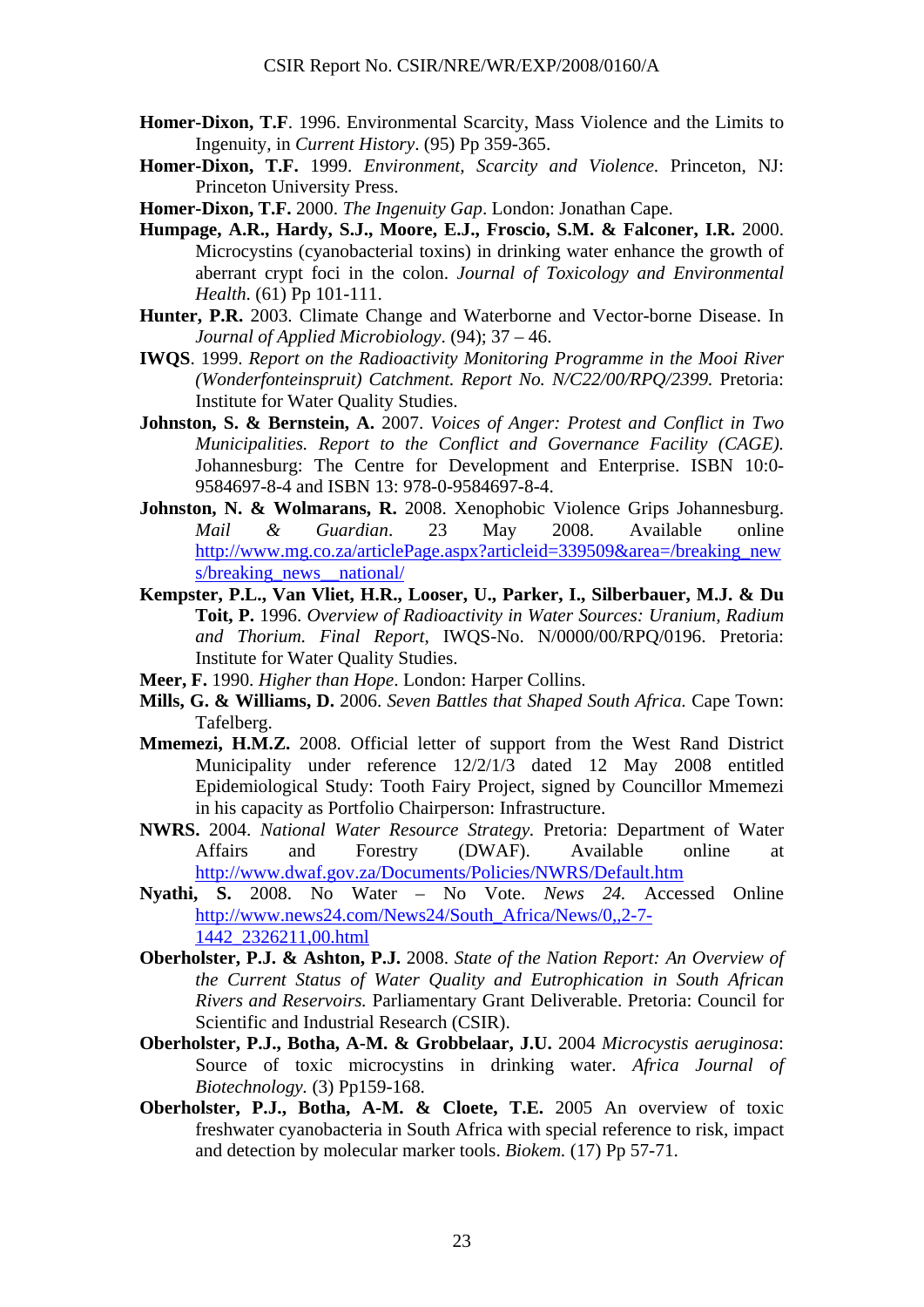**Homer-Dixon, T.F**. 1996. Environmental Scarcity, Mass Violence and the Limits to Ingenuity, in *Current History*. (95) Pp 359-365.

**Homer-Dixon, T.F.** 1999. *Environment, Scarcity and Violence.* Princeton, NJ: Princeton University Press.

**Homer-Dixon, T.F.** 2000. *The Ingenuity Gap*. London: Jonathan Cape.

**Humpage, A.R., Hardy, S.J., Moore, E.J., Froscio, S.M. & Falconer, I.R.** 2000. Microcystins (cyanobacterial toxins) in drinking water enhance the growth of aberrant crypt foci in the colon. *Journal of Toxicology and Environmental Health.* (61) Pp 101-111.

**Hunter, P.R.** 2003. Climate Change and Waterborne and Vector-borne Disease. In *Journal of Applied Microbiology*. (94); 37 – 46.

**IWQS**. 1999. *Report on the Radioactivity Monitoring Programme in the Mooi River (Wonderfonteinspruit) Catchment. Report No. N/C22/00/RPQ/2399.* Pretoria: Institute for Water Quality Studies.

**Johnston, S. & Bernstein, A.** 2007. *Voices of Anger: Protest and Conflict in Two Municipalities. Report to the Conflict and Governance Facility (CAGE).* Johannesburg: The Centre for Development and Enterprise. ISBN 10:0-9584697-8-4 and ISBN 13: 978-0-9584697-8-4.

**Johnston, N. & Wolmarans, R.** 2008. Xenophobic Violence Grips Johannesburg. *Mail & Guardian*. 23 May 2008. Available online http://www.mg.co.za/articlePage.aspx?articleid=339509&area=/breaking_news/breaking_news__national/

**Kempster, P.L., Van Vliet, H.R., Looser, U., Parker, I., Silberbauer, M.J. & Du Toit, P.** 1996. *Overview of Radioactivity in Water Sources: Uranium, Radium and Thorium. Final Report*, IWQS-No. N/0000/00/RPQ/0196. Pretoria: Institute for Water Quality Studies.

**Meer, F.** 1990. *Higher than Hope*. London: Harper Collins.

**Mills, G. & Williams, D.** 2006. *Seven Battles that Shaped South Africa.* Cape Town: Tafelberg.

**Mmemezi, H.M.Z.** 2008. Official letter of support from the West Rand District Municipality under reference 12/2/1/3 dated 12 May 2008 entitled Epidemiological Study: Tooth Fairy Project, signed by Councillor Mmemezi in his capacity as Portfolio Chairperson: Infrastructure.

**NWRS.** 2004. *National Water Resource Strategy.* Pretoria: Department of Water Affairs and Forestry (DWAF). Available online at http://www.dwaf.gov.za/Documents/Policies/NWRS/Default.htm

**Nyathi, S.** 2008. No Water – No Vote. *News 24.* Accessed Online http://www.news24.com/News24/South_Africa/News/0,,2-7-1442_2326211,00.html

**Oberholster, P.J. & Ashton, P.J.** 2008. *State of the Nation Report: An Overview of the Current Status of Water Quality and Eutrophication in South African Rivers and Reservoirs.* Parliamentary Grant Deliverable. Pretoria: Council for Scientific and Industrial Research (CSIR).

**Oberholster, P.J., Botha, A-M. & Grobbelaar, J.U.** 2004 *Microcystis aeruginosa*: Source of toxic microcystins in drinking water. *Africa Journal of Biotechnology.* (3) Pp159-168.

**Oberholster, P.J., Botha, A-M. & Cloete, T.E.** 2005 An overview of toxic freshwater cyanobacteria in South Africa with special reference to risk, impact and detection by molecular marker tools. *Biokem.* (17) Pp 57-71.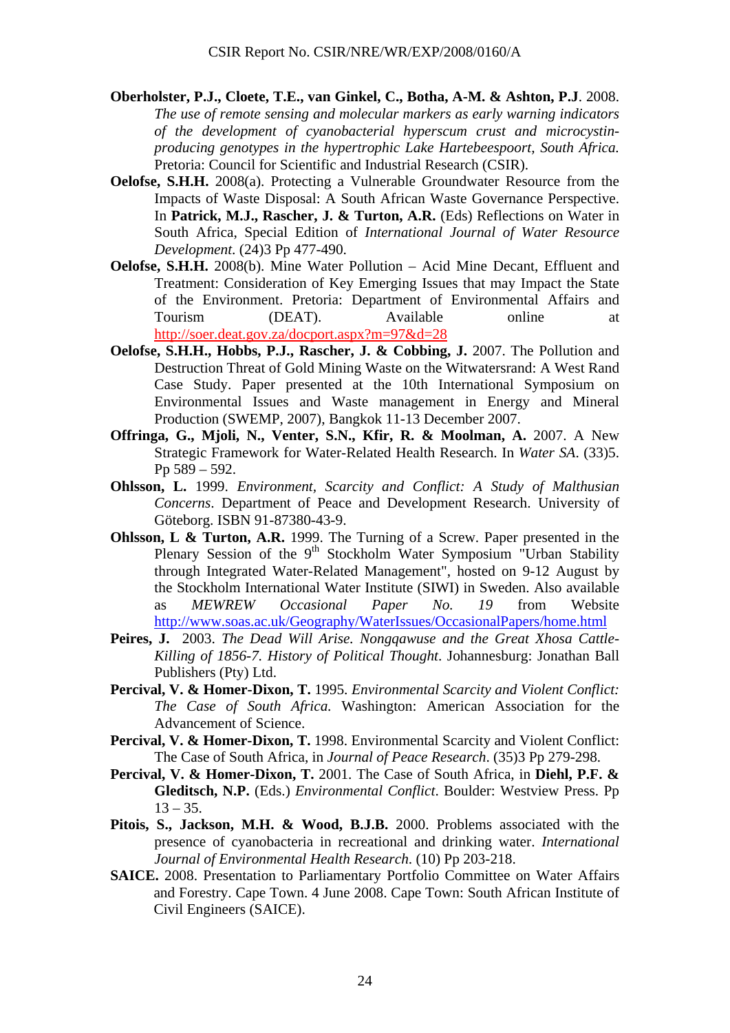**Oberholster, P.J., Cloete, T.E., van Ginkel, C., Botha, A-M. & Ashton, P.J**. 2008. *The use of remote sensing and molecular markers as early warning indicators of the development of cyanobacterial hyperscum crust and microcystin-producing genotypes in the hypertrophic Lake Hartebeespoort, South Africa.* Pretoria: Council for Scientific and Industrial Research (CSIR).

**Oelofse, S.H.H.** 2008(a). Protecting a Vulnerable Groundwater Resource from the Impacts of Waste Disposal: A South African Waste Governance Perspective. In **Patrick, M.J., Rascher, J. & Turton, A.R.** (Eds) Reflections on Water in South Africa, Special Edition of *International Journal of Water Resource Development*. (24)3 Pp 477-490.

**Oelofse, S.H.H.** 2008(b). Mine Water Pollution – Acid Mine Decant, Effluent and Treatment: Consideration of Key Emerging Issues that may Impact the State of the Environment. Pretoria: Department of Environmental Affairs and Tourism (DEAT). Available online at http://soer.deat.gov.za/docport.aspx?m=97&d=28

**Oelofse, S.H.H., Hobbs, P.J., Rascher, J. & Cobbing, J.** 2007. The Pollution and Destruction Threat of Gold Mining Waste on the Witwatersrand: A West Rand Case Study. Paper presented at the 10th International Symposium on Environmental Issues and Waste management in Energy and Mineral Production (SWEMP, 2007), Bangkok 11-13 December 2007.

**Offringa, G., Mjoli, N., Venter, S.N., Kfir, R. & Moolman, A.** 2007. A New Strategic Framework for Water-Related Health Research. In *Water SA*. (33)5. Pp 589 – 592.

**Ohlsson, L.** 1999. *Environment, Scarcity and Conflict: A Study of Malthusian Concerns*. Department of Peace and Development Research. University of Göteborg. ISBN 91-87380-43-9.

**Ohlsson, L & Turton, A.R.** 1999. The Turning of a Screw. Paper presented in the Plenary Session of the 9th Stockholm Water Symposium "Urban Stability through Integrated Water-Related Management", hosted on 9-12 August by the Stockholm International Water Institute (SIWI) in Sweden. Also available as *MEWREW Occasional Paper No. 19* from Website http://www.soas.ac.uk/Geography/WaterIssues/OccasionalPapers/home.html

**Peires, J.** 2003. *The Dead Will Arise. Nongqawuse and the Great Xhosa Cattle-Killing of 1856-7. History of Political Thought*. Johannesburg: Jonathan Ball Publishers (Pty) Ltd.

**Percival, V. & Homer-Dixon, T.** 1995. *Environmental Scarcity and Violent Conflict: The Case of South Africa.* Washington: American Association for the Advancement of Science.

**Percival, V. & Homer-Dixon, T.** 1998. Environmental Scarcity and Violent Conflict: The Case of South Africa, in *Journal of Peace Research*. (35)3 Pp 279-298.

**Percival, V. & Homer-Dixon, T.** 2001. The Case of South Africa, in **Diehl, P.F. & Gleditsch, N.P.** (Eds.) *Environmental Conflict*. Boulder: Westview Press. Pp 13 – 35.

**Pitois, S., Jackson, M.H. & Wood, B.J.B.** 2000. Problems associated with the presence of cyanobacteria in recreational and drinking water. *International Journal of Environmental Health Research*. (10) Pp 203-218.

**SAICE.** 2008. Presentation to Parliamentary Portfolio Committee on Water Affairs and Forestry. Cape Town. 4 June 2008. Cape Town: South African Institute of Civil Engineers (SAICE).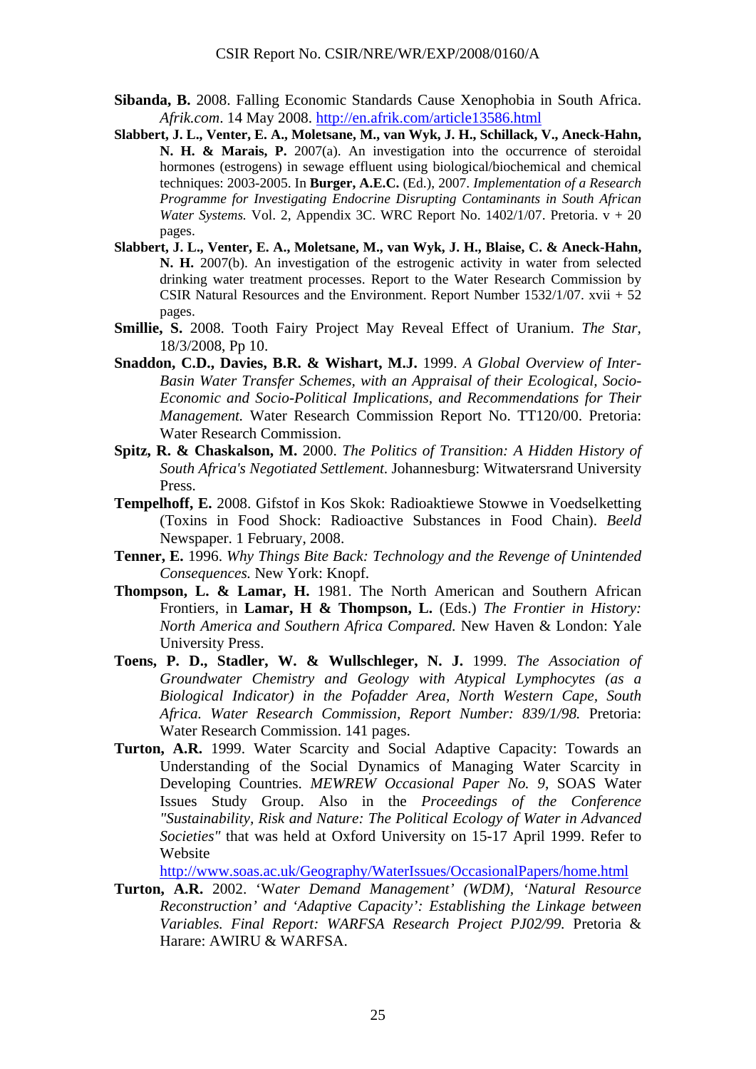**Sibanda, B.** 2008. Falling Economic Standards Cause Xenophobia in South Africa. *Afrik.com*. 14 May 2008. http://en.afrik.com/article13586.html

**Slabbert, J. L., Venter, E. A., Moletsane, M., van Wyk, J. H., Schillack, V., Aneck-Hahn, N. H. & Marais, P.** 2007(a). An investigation into the occurrence of steroidal hormones (estrogens) in sewage effluent using biological/biochemical and chemical techniques: 2003-2005. In **Burger, A.E.C.** (Ed.), 2007. *Implementation of a Research Programme for Investigating Endocrine Disrupting Contaminants in South African Water Systems.* Vol. 2, Appendix 3C. WRC Report No. 1402/1/07. Pretoria. v + 20 pages.

**Slabbert, J. L., Venter, E. A., Moletsane, M., van Wyk, J. H., Blaise, C. & Aneck-Hahn, N. H.** 2007(b). An investigation of the estrogenic activity in water from selected drinking water treatment processes. Report to the Water Research Commission by CSIR Natural Resources and the Environment. Report Number 1532/1/07. xvii + 52 pages.

**Smillie, S.** 2008. Tooth Fairy Project May Reveal Effect of Uranium. *The Star*, 18/3/2008, Pp 10.

**Snaddon, C.D., Davies, B.R. & Wishart, M.J.** 1999. *A Global Overview of Inter-Basin Water Transfer Schemes, with an Appraisal of their Ecological, Socio-Economic and Socio-Political Implications, and Recommendations for Their Management.* Water Research Commission Report No. TT120/00. Pretoria: Water Research Commission.

**Spitz, R. & Chaskalson, M.** 2000. *The Politics of Transition: A Hidden History of South Africa's Negotiated Settlement*. Johannesburg: Witwatersrand University Press.

**Tempelhoff, E.** 2008. Gifstof in Kos Skok: Radioaktiewe Stowwe in Voedselketting (Toxins in Food Shock: Radioactive Substances in Food Chain). *Beeld* Newspaper. 1 February, 2008.

**Tenner, E.** 1996. *Why Things Bite Back: Technology and the Revenge of Unintended Consequences.* New York: Knopf.

**Thompson, L. & Lamar, H.** 1981. The North American and Southern African Frontiers, in **Lamar, H & Thompson, L.** (Eds.) *The Frontier in History: North America and Southern Africa Compared.* New Haven & London: Yale University Press.

**Toens, P. D., Stadler, W. & Wullschleger, N. J.** 1999. *The Association of Groundwater Chemistry and Geology with Atypical Lymphocytes (as a Biological Indicator) in the Pofadder Area, North Western Cape, South Africa. Water Research Commission, Report Number: 839/1/98.* Pretoria: Water Research Commission. 141 pages.

**Turton, A.R.** 1999. Water Scarcity and Social Adaptive Capacity: Towards an Understanding of the Social Dynamics of Managing Water Scarcity in Developing Countries. *MEWREW Occasional Paper No. 9*, SOAS Water Issues Study Group. Also in the *Proceedings of the Conference "Sustainability, Risk and Nature: The Political Ecology of Water in Advanced Societies"* that was held at Oxford University on 15-17 April 1999. Refer to Website http://www.soas.ac.uk/Geography/WaterIssues/OccasionalPapers/home.html

**Turton, A.R.** 2002. *'Water Demand Management' (WDM), 'Natural Resource Reconstruction' and 'Adaptive Capacity': Establishing the Linkage between Variables. Final Report: WARFSA Research Project PJ02/99.* Pretoria & Harare: AWIRU & WARFSA.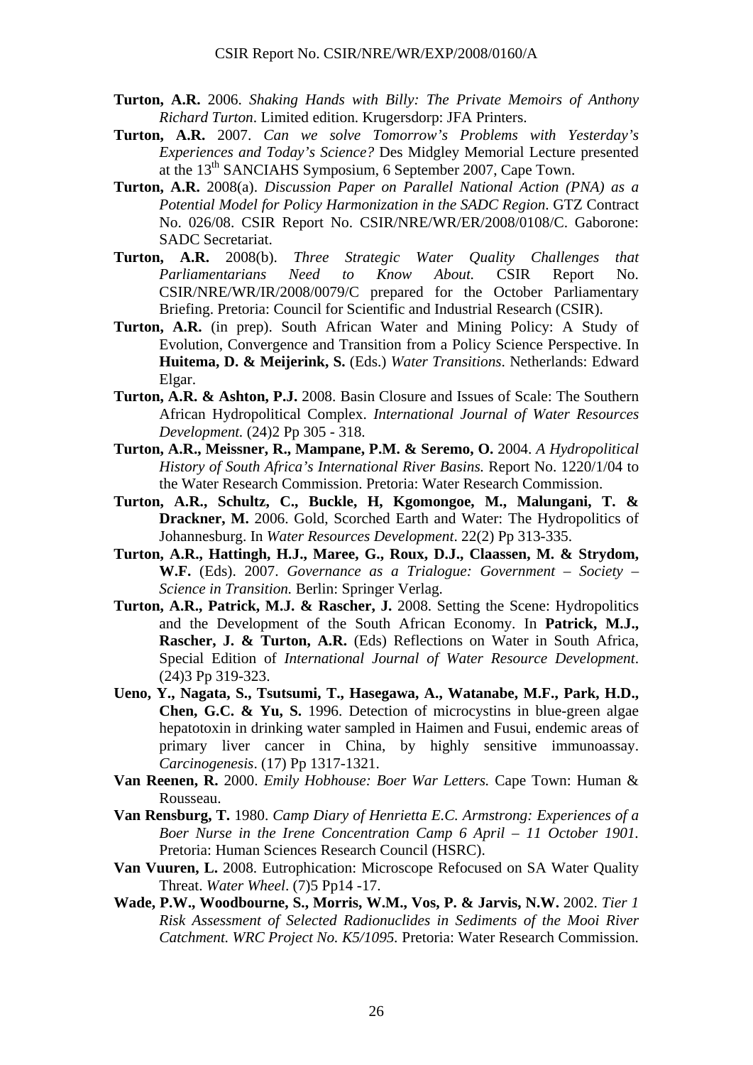**Turton, A.R.** 2006. *Shaking Hands with Billy: The Private Memoirs of Anthony Richard Turton*. Limited edition. Krugersdorp: JFA Printers.

**Turton, A.R.** 2007. *Can we solve Tomorrow's Problems with Yesterday's Experiences and Today's Science?* Des Midgley Memorial Lecture presented at the 13th SANCIAHS Symposium, 6 September 2007, Cape Town.

**Turton, A.R.** 2008(a). *Discussion Paper on Parallel National Action (PNA) as a Potential Model for Policy Harmonization in the SADC Region*. GTZ Contract No. 026/08. CSIR Report No. CSIR/NRE/WR/ER/2008/0108/C. Gaborone: SADC Secretariat.

**Turton, A.R.** 2008(b). *Three Strategic Water Quality Challenges that Parliamentarians Need to Know About.* CSIR Report No. CSIR/NRE/WR/IR/2008/0079/C prepared for the October Parliamentary Briefing. Pretoria: Council for Scientific and Industrial Research (CSIR).

**Turton, A.R.** (in prep). South African Water and Mining Policy: A Study of Evolution, Convergence and Transition from a Policy Science Perspective. In **Huitema, D. & Meijerink, S.** (Eds.) *Water Transitions*. Netherlands: Edward Elgar.

**Turton, A.R. & Ashton, P.J.** 2008. Basin Closure and Issues of Scale: The Southern African Hydropolitical Complex. *International Journal of Water Resources Development.* (24)2 Pp 305 - 318.

**Turton, A.R., Meissner, R., Mampane, P.M. & Seremo, O.** 2004. *A Hydropolitical History of South Africa's International River Basins.* Report No. 1220/1/04 to the Water Research Commission. Pretoria: Water Research Commission.

**Turton, A.R., Schultz, C., Buckle, H, Kgomongoe, M., Malungani, T. & Drackner, M.** 2006. Gold, Scorched Earth and Water: The Hydropolitics of Johannesburg. In *Water Resources Development*. 22(2) Pp 313-335.

**Turton, A.R., Hattingh, H.J., Maree, G., Roux, D.J., Claassen, M. & Strydom, W.F.** (Eds). 2007. *Governance as a Trialogue: Government – Society – Science in Transition.* Berlin: Springer Verlag.

**Turton, A.R., Patrick, M.J. & Rascher, J.** 2008. Setting the Scene: Hydropolitics and the Development of the South African Economy. In **Patrick, M.J., Rascher, J. & Turton, A.R.** (Eds) Reflections on Water in South Africa, Special Edition of *International Journal of Water Resource Development*. (24)3 Pp 319-323.

**Ueno, Y., Nagata, S., Tsutsumi, T., Hasegawa, A., Watanabe, M.F., Park, H.D., Chen, G.C. & Yu, S.** 1996. Detection of microcystins in blue-green algae hepatotoxin in drinking water sampled in Haimen and Fusui, endemic areas of primary liver cancer in China, by highly sensitive immunoassay. *Carcinogenesis*. (17) Pp 1317-1321.

**Van Reenen, R.** 2000. *Emily Hobhouse: Boer War Letters.* Cape Town: Human & Rousseau.

**Van Rensburg, T.** 1980. *Camp Diary of Henrietta E.C. Armstrong: Experiences of a Boer Nurse in the Irene Concentration Camp 6 April – 11 October 1901.* Pretoria: Human Sciences Research Council (HSRC).

**Van Vuuren, L.** 2008. Eutrophication: Microscope Refocused on SA Water Quality Threat. *Water Wheel*. (7)5 Pp14 -17.

**Wade, P.W., Woodbourne, S., Morris, W.M., Vos, P. & Jarvis, N.W.** 2002. *Tier 1 Risk Assessment of Selected Radionuclides in Sediments of the Mooi River Catchment. WRC Project No. K5/1095.* Pretoria: Water Research Commission.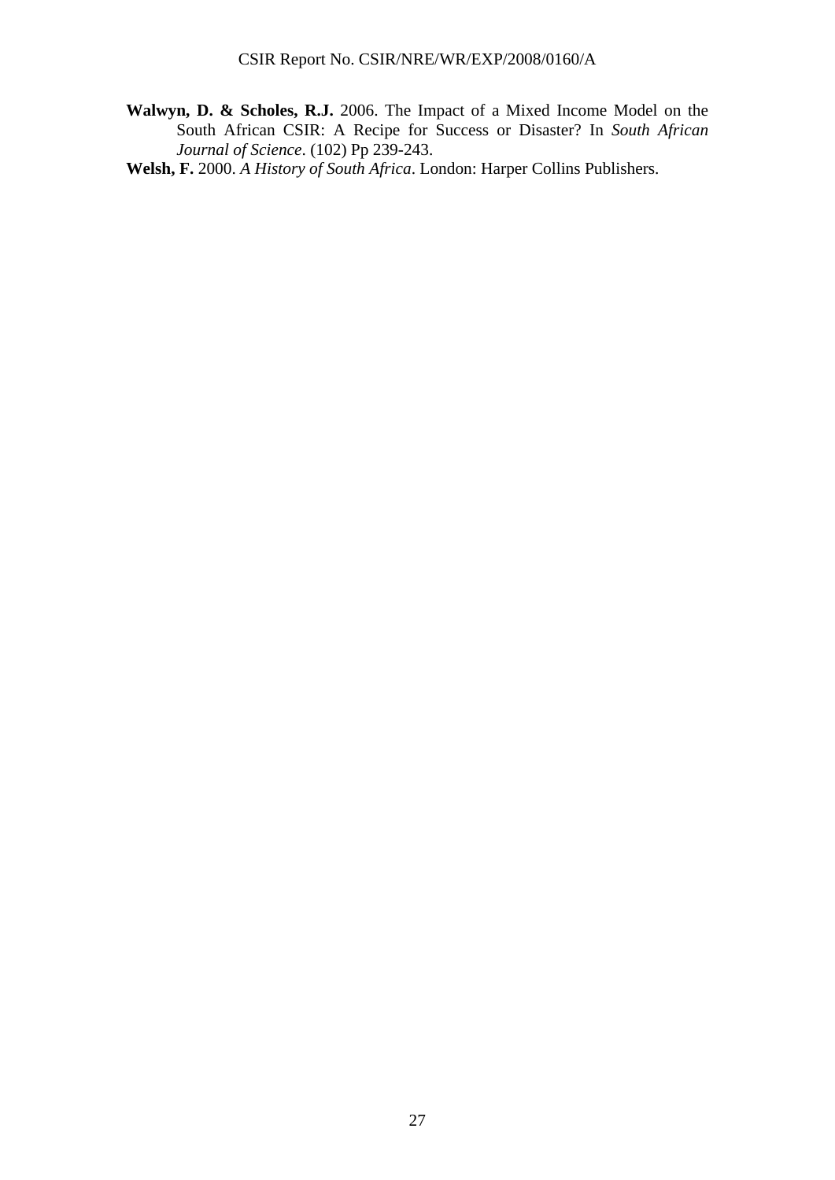**Walwyn, D. & Scholes, R.J.** 2006. The Impact of a Mixed Income Model on the South African CSIR: A Recipe for Success or Disaster? In *South African Journal of Science*. (102) Pp 239-243.

**Welsh, F.** 2000. *A History of South Africa*. London: Harper Collins Publishers.